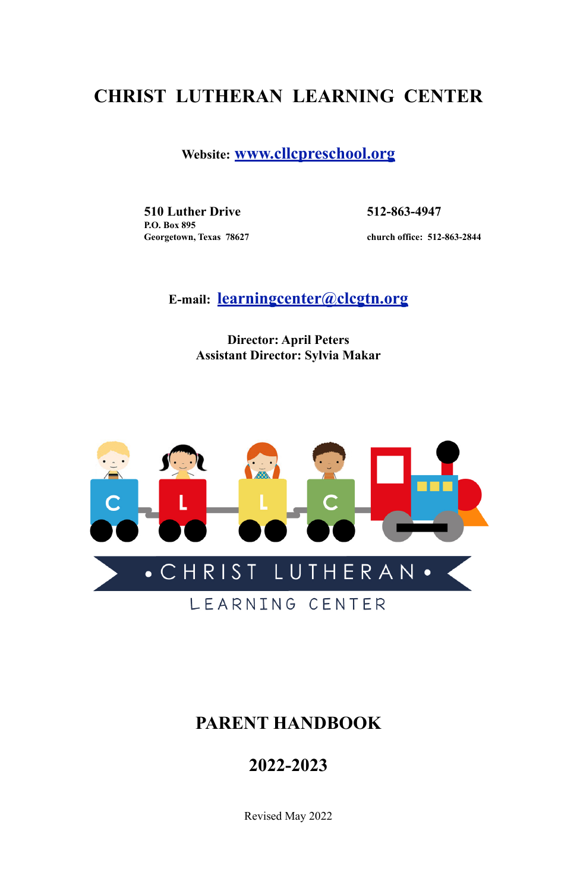# CHRIST LUTHERAN LEARNING CENTER

**Website: www.cllcpreschool.org**

**510 Luther Drive**
**P.O. Box 895**
**Georgetown, Texas 78627**

**512-863-4947**

**church office: 512-863-2844**

**E-mail: learningcenter@clcgtn.org**

**Director: April Peters**
**Assistant Director: Sylvia Makar**

CLLC

• CHRIST LUTHERAN •

LEARNING CENTER

## PARENT HANDBOOK

## 2022-2023

Revised May 2022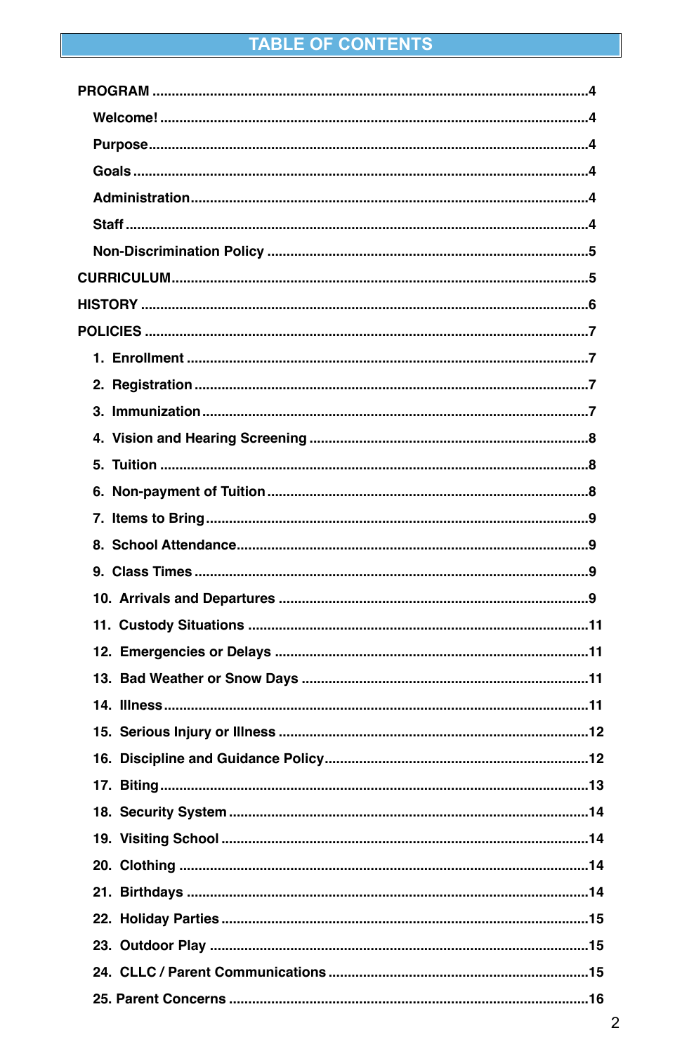# TABLE OF CONTENTS

PROGRAM .....4

- Welcome! .....4
- Purpose.....4
- Goals .....4
- Administration.....4
- Staff .....4
- Non-Discrimination Policy .....5

CURRICULUM.....5

HISTORY .....6

POLICIES .....7

1. Enrollment .....7
2. Registration .....7
3. Immunization.....7
4. Vision and Hearing Screening .....8
5. Tuition .....8
6. Non-payment of Tuition .....8
7. Items to Bring.....9
8. School Attendance.....9
9. Class Times .....9
10. Arrivals and Departures .....9
11. Custody Situations .....11
12. Emergencies or Delays .....11
13. Bad Weather or Snow Days .....11
14. Illness.....11
15. Serious Injury or Illness .....12
16. Discipline and Guidance Policy.....12
17. Biting.....13
18. Security System .....14
19. Visiting School .....14
20. Clothing .....14
21. Birthdays .....14
22. Holiday Parties .....15
23. Outdoor Play .....15
24. CLLC / Parent Communications .....15
25. Parent Concerns .....16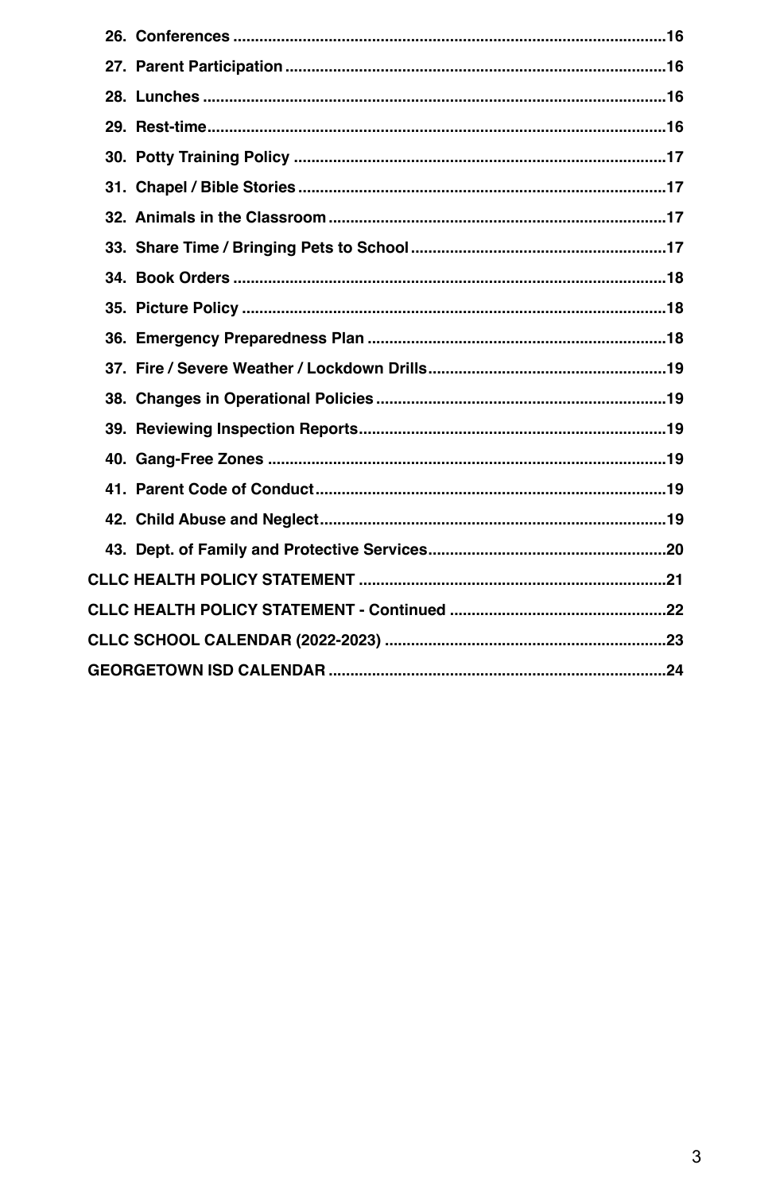26. **Conferences** .......... 16
27. **Parent Participation** .......... 16
28. **Lunches** .......... 16
29. **Rest-time** .......... 16
30. **Potty Training Policy** .......... 17
31. **Chapel / Bible Stories** .......... 17
32. **Animals in the Classroom** .......... 17
33. **Share Time / Bringing Pets to School** .......... 17
34. **Book Orders** .......... 18
35. **Picture Policy** .......... 18
36. **Emergency Preparedness Plan** .......... 18
37. **Fire / Severe Weather / Lockdown Drills** .......... 19
38. **Changes in Operational Policies** .......... 19
39. **Reviewing Inspection Reports** .......... 19
40. **Gang-Free Zones** .......... 19
41. **Parent Code of Conduct** .......... 19
42. **Child Abuse and Neglect** .......... 19
43. **Dept. of Family and Protective Services** .......... 20

**CLLC HEALTH POLICY STATEMENT** .......... 21

**CLLC HEALTH POLICY STATEMENT - Continued** .......... 22

**CLLC SCHOOL CALENDAR (2022-2023)** .......... 23

**GEORGETOWN ISD CALENDAR** .......... 24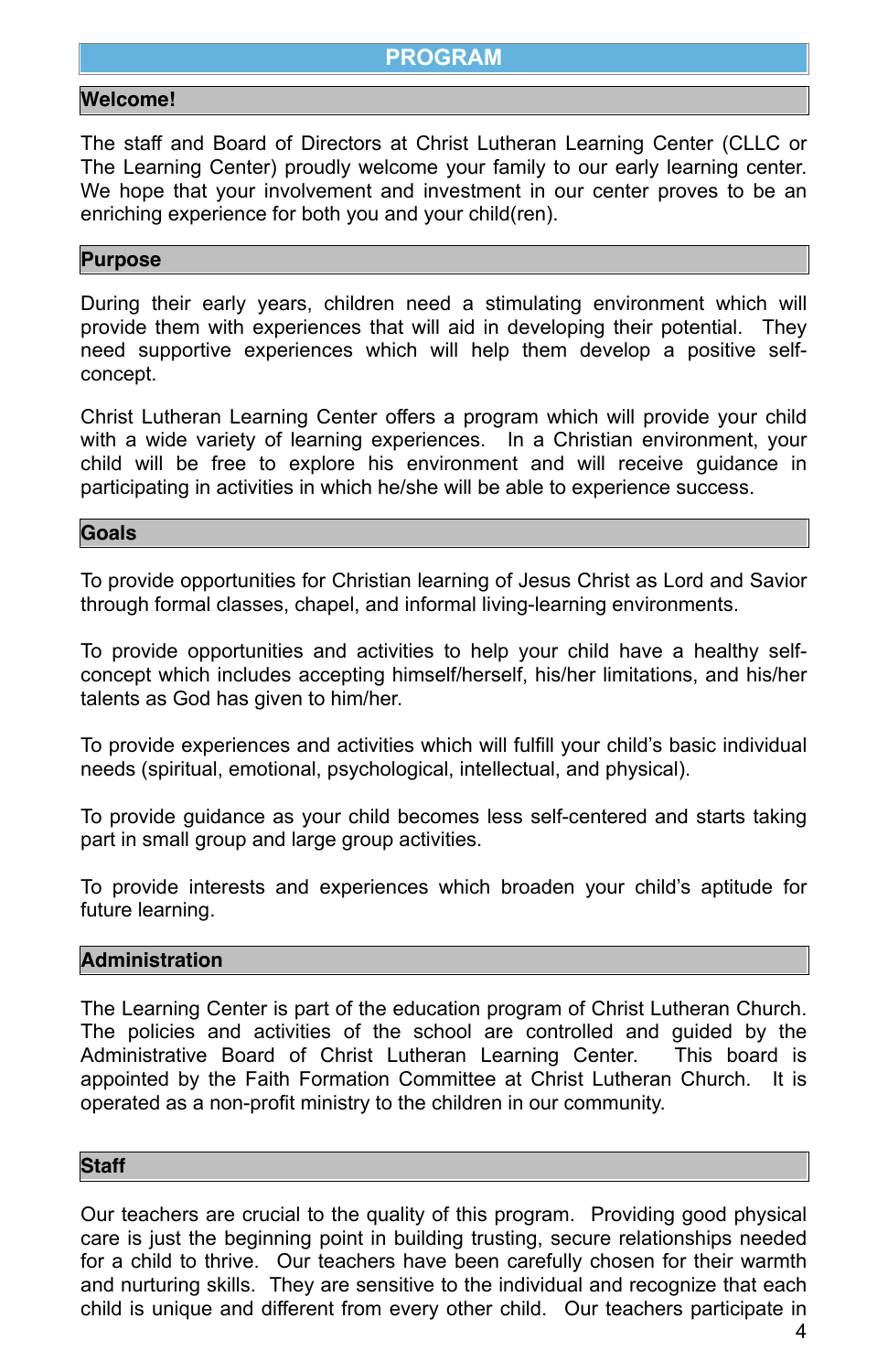# PROGRAM

## Welcome!

The staff and Board of Directors at Christ Lutheran Learning Center (CLLC or The Learning Center) proudly welcome your family to our early learning center. We hope that your involvement and investment in our center proves to be an enriching experience for both you and your child(ren).

## Purpose

During their early years, children need a stimulating environment which will provide them with experiences that will aid in developing their potential. They need supportive experiences which will help them develop a positive self-concept.

Christ Lutheran Learning Center offers a program which will provide your child with a wide variety of learning experiences. In a Christian environment, your child will be free to explore his environment and will receive guidance in participating in activities in which he/she will be able to experience success.

## Goals

To provide opportunities for Christian learning of Jesus Christ as Lord and Savior through formal classes, chapel, and informal living-learning environments.

To provide opportunities and activities to help your child have a healthy self-concept which includes accepting himself/herself, his/her limitations, and his/her talents as God has given to him/her.

To provide experiences and activities which will fulfill your child's basic individual needs (spiritual, emotional, psychological, intellectual, and physical).

To provide guidance as your child becomes less self-centered and starts taking part in small group and large group activities.

To provide interests and experiences which broaden your child's aptitude for future learning.

## Administration

The Learning Center is part of the education program of Christ Lutheran Church. The policies and activities of the school are controlled and guided by the Administrative Board of Christ Lutheran Learning Center. This board is appointed by the Faith Formation Committee at Christ Lutheran Church. It is operated as a non-profit ministry to the children in our community.

## Staff

Our teachers are crucial to the quality of this program. Providing good physical care is just the beginning point in building trusting, secure relationships needed for a child to thrive. Our teachers have been carefully chosen for their warmth and nurturing skills. They are sensitive to the individual and recognize that each child is unique and different from every other child. Our teachers participate in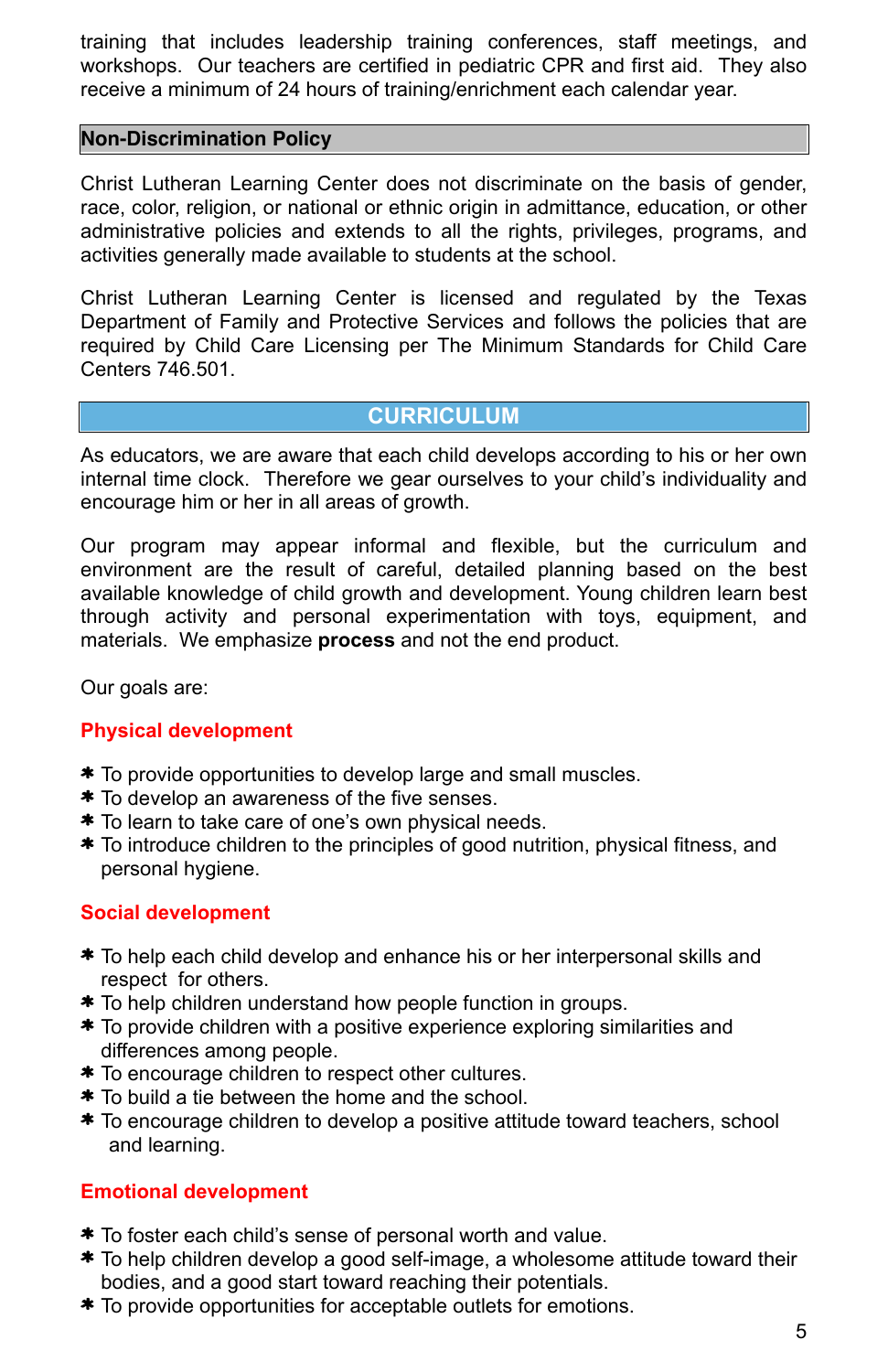training that includes leadership training conferences, staff meetings, and workshops. Our teachers are certified in pediatric CPR and first aid. They also receive a minimum of 24 hours of training/enrichment each calendar year.

## Non-Discrimination Policy

Christ Lutheran Learning Center does not discriminate on the basis of gender, race, color, religion, or national or ethnic origin in admittance, education, or other administrative policies and extends to all the rights, privileges, programs, and activities generally made available to students at the school.

Christ Lutheran Learning Center is licensed and regulated by the Texas Department of Family and Protective Services and follows the policies that are required by Child Care Licensing per The Minimum Standards for Child Care Centers 746.501.

## CURRICULUM

As educators, we are aware that each child develops according to his or her own internal time clock. Therefore we gear ourselves to your child's individuality and encourage him or her in all areas of growth.

Our program may appear informal and flexible, but the curriculum and environment are the result of careful, detailed planning based on the best available knowledge of child growth and development. Young children learn best through activity and personal experimentation with toys, equipment, and materials. We emphasize **process** and not the end product.

Our goals are:

### Physical development

- To provide opportunities to develop large and small muscles.
- To develop an awareness of the five senses.
- To learn to take care of one's own physical needs.
- To introduce children to the principles of good nutrition, physical fitness, and personal hygiene.

### Social development

- To help each child develop and enhance his or her interpersonal skills and respect for others.
- To help children understand how people function in groups.
- To provide children with a positive experience exploring similarities and differences among people.
- To encourage children to respect other cultures.
- To build a tie between the home and the school.
- To encourage children to develop a positive attitude toward teachers, school and learning.

### Emotional development

- To foster each child's sense of personal worth and value.
- To help children develop a good self-image, a wholesome attitude toward their bodies, and a good start toward reaching their potentials.
- To provide opportunities for acceptable outlets for emotions.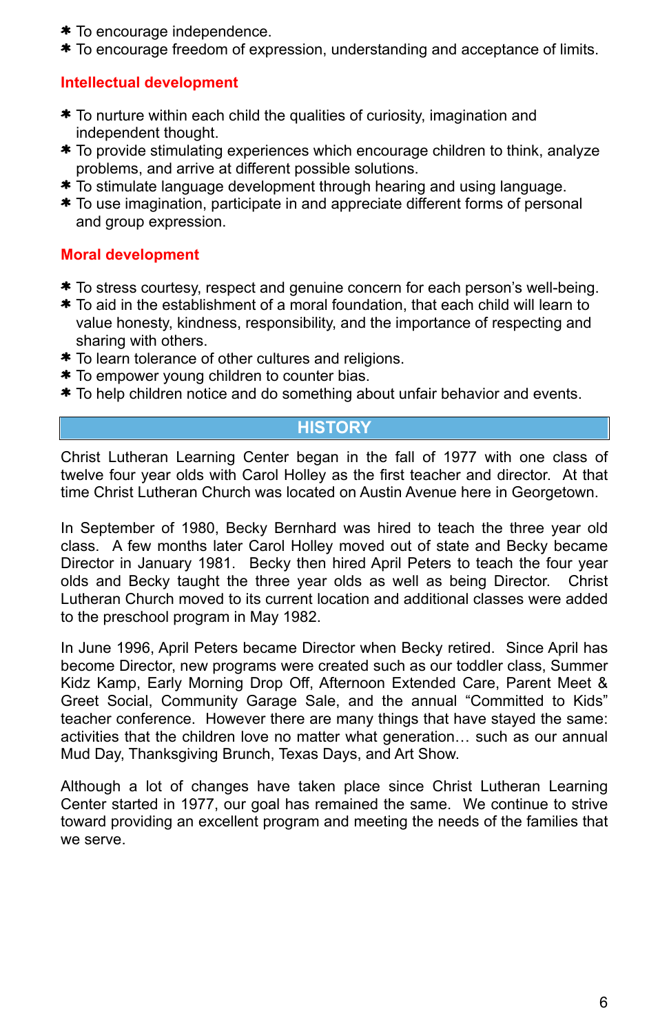- To encourage independence.
- To encourage freedom of expression, understanding and acceptance of limits.

### Intellectual development

- To nurture within each child the qualities of curiosity, imagination and independent thought.
- To provide stimulating experiences which encourage children to think, analyze problems, and arrive at different possible solutions.
- To stimulate language development through hearing and using language.
- To use imagination, participate in and appreciate different forms of personal and group expression.

### Moral development

- To stress courtesy, respect and genuine concern for each person's well-being.
- To aid in the establishment of a moral foundation, that each child will learn to value honesty, kindness, responsibility, and the importance of respecting and sharing with others.
- To learn tolerance of other cultures and religions.
- To empower young children to counter bias.
- To help children notice and do something about unfair behavior and events.

## HISTORY

Christ Lutheran Learning Center began in the fall of 1977 with one class of twelve four year olds with Carol Holley as the first teacher and director. At that time Christ Lutheran Church was located on Austin Avenue here in Georgetown.

In September of 1980, Becky Bernhard was hired to teach the three year old class. A few months later Carol Holley moved out of state and Becky became Director in January 1981. Becky then hired April Peters to teach the four year olds and Becky taught the three year olds as well as being Director. Christ Lutheran Church moved to its current location and additional classes were added to the preschool program in May 1982.

In June 1996, April Peters became Director when Becky retired. Since April has become Director, new programs were created such as our toddler class, Summer Kidz Kamp, Early Morning Drop Off, Afternoon Extended Care, Parent Meet & Greet Social, Community Garage Sale, and the annual "Committed to Kids" teacher conference. However there are many things that have stayed the same: activities that the children love no matter what generation… such as our annual Mud Day, Thanksgiving Brunch, Texas Days, and Art Show.

Although a lot of changes have taken place since Christ Lutheran Learning Center started in 1977, our goal has remained the same. We continue to strive toward providing an excellent program and meeting the needs of the families that we serve.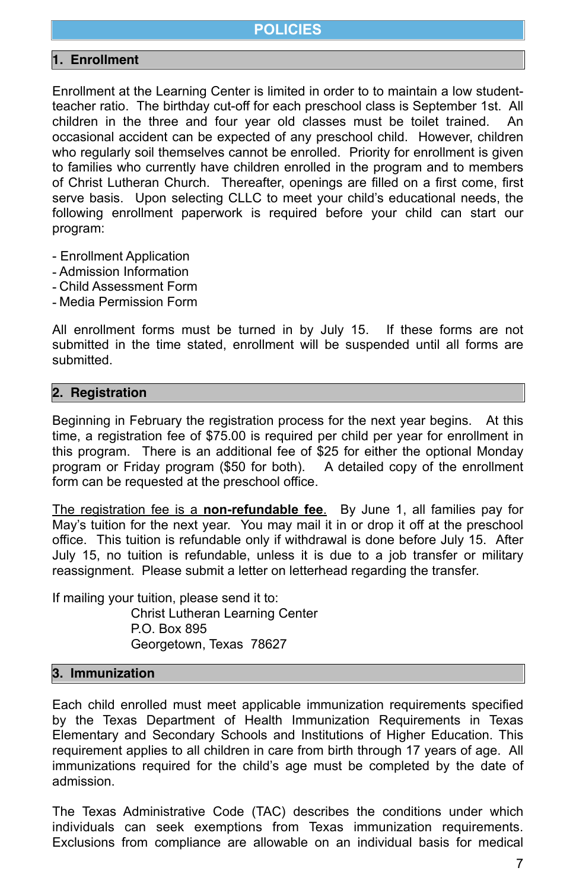# POLICIES

## 1. Enrollment

Enrollment at the Learning Center is limited in order to to maintain a low student-teacher ratio. The birthday cut-off for each preschool class is September 1st. All children in the three and four year old classes must be toilet trained. An occasional accident can be expected of any preschool child. However, children who regularly soil themselves cannot be enrolled. Priority for enrollment is given to families who currently have children enrolled in the program and to members of Christ Lutheran Church. Thereafter, openings are filled on a first come, first serve basis. Upon selecting CLLC to meet your child's educational needs, the following enrollment paperwork is required before your child can start our program:

- Enrollment Application
- Admission Information
- Child Assessment Form
- Media Permission Form

All enrollment forms must be turned in by July 15. If these forms are not submitted in the time stated, enrollment will be suspended until all forms are submitted.

## 2. Registration

Beginning in February the registration process for the next year begins. At this time, a registration fee of $75.00 is required per child per year for enrollment in this program. There is an additional fee of $25 for either the optional Monday program or Friday program ($50 for both). A detailed copy of the enrollment form can be requested at the preschool office.

<u>The registration fee is a **non-refundable fee**.</u> By June 1, all families pay for May's tuition for the next year. You may mail it in or drop it off at the preschool office. This tuition is refundable only if withdrawal is done before July 15. After July 15, no tuition is refundable, unless it is due to a job transfer or military reassignment. Please submit a letter on letterhead regarding the transfer.

If mailing your tuition, please send it to:

Christ Lutheran Learning Center
P.O. Box 895
Georgetown, Texas 78627

## 3. Immunization

Each child enrolled must meet applicable immunization requirements specified by the Texas Department of Health Immunization Requirements in Texas Elementary and Secondary Schools and Institutions of Higher Education. This requirement applies to all children in care from birth through 17 years of age. All immunizations required for the child's age must be completed by the date of admission.

The Texas Administrative Code (TAC) describes the conditions under which individuals can seek exemptions from Texas immunization requirements. Exclusions from compliance are allowable on an individual basis for medical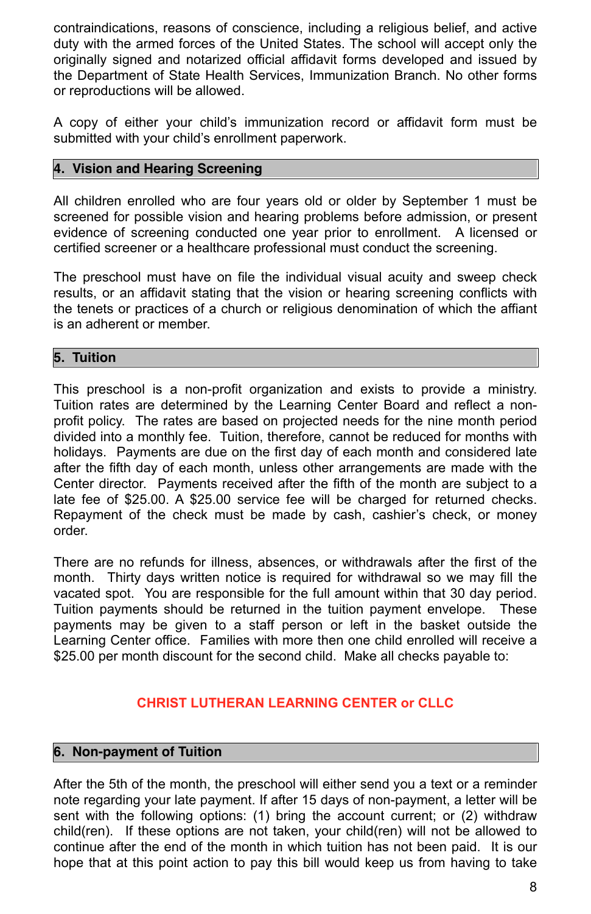contraindications, reasons of conscience, including a religious belief, and active duty with the armed forces of the United States. The school will accept only the originally signed and notarized official affidavit forms developed and issued by the Department of State Health Services, Immunization Branch. No other forms or reproductions will be allowed.

A copy of either your child's immunization record or affidavit form must be submitted with your child's enrollment paperwork.

## 4. Vision and Hearing Screening

All children enrolled who are four years old or older by September 1 must be screened for possible vision and hearing problems before admission, or present evidence of screening conducted one year prior to enrollment. A licensed or certified screener or a healthcare professional must conduct the screening.

The preschool must have on file the individual visual acuity and sweep check results, or an affidavit stating that the vision or hearing screening conflicts with the tenets or practices of a church or religious denomination of which the affiant is an adherent or member.

## 5. Tuition

This preschool is a non-profit organization and exists to provide a ministry. Tuition rates are determined by the Learning Center Board and reflect a non-profit policy. The rates are based on projected needs for the nine month period divided into a monthly fee. Tuition, therefore, cannot be reduced for months with holidays. Payments are due on the first day of each month and considered late after the fifth day of each month, unless other arrangements are made with the Center director. Payments received after the fifth of the month are subject to a late fee of $25.00. A $25.00 service fee will be charged for returned checks. Repayment of the check must be made by cash, cashier's check, or money order.

There are no refunds for illness, absences, or withdrawals after the first of the month. Thirty days written notice is required for withdrawal so we may fill the vacated spot. You are responsible for the full amount within that 30 day period. Tuition payments should be returned in the tuition payment envelope. These payments may be given to a staff person or left in the basket outside the Learning Center office. Families with more then one child enrolled will receive a $25.00 per month discount for the second child. Make all checks payable to:

**CHRIST LUTHERAN LEARNING CENTER or CLLC**

## 6. Non-payment of Tuition

After the 5th of the month, the preschool will either send you a text or a reminder note regarding your late payment. If after 15 days of non-payment, a letter will be sent with the following options: (1) bring the account current; or (2) withdraw child(ren). If these options are not taken, your child(ren) will not be allowed to continue after the end of the month in which tuition has not been paid. It is our hope that at this point action to pay this bill would keep us from having to take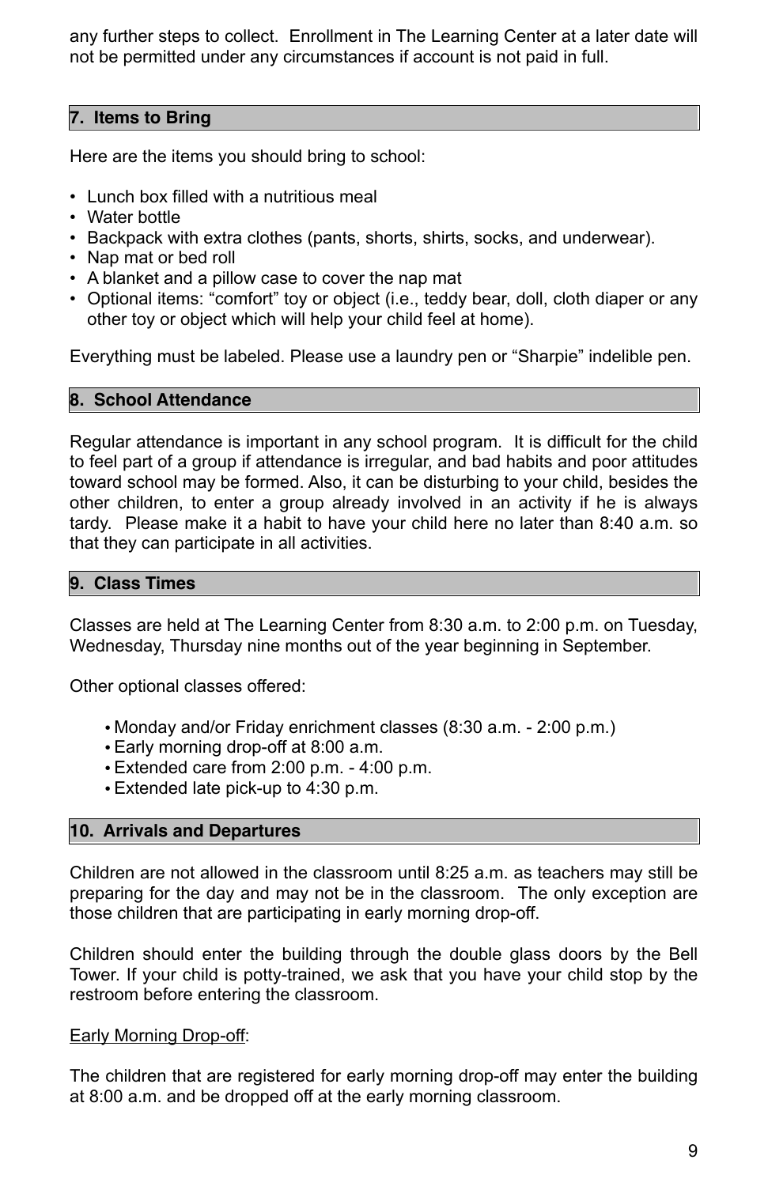any further steps to collect. Enrollment in The Learning Center at a later date will not be permitted under any circumstances if account is not paid in full.

## 7. Items to Bring

Here are the items you should bring to school:

- Lunch box filled with a nutritious meal
- Water bottle
- Backpack with extra clothes (pants, shorts, shirts, socks, and underwear).
- Nap mat or bed roll
- A blanket and a pillow case to cover the nap mat
- Optional items: "comfort" toy or object (i.e., teddy bear, doll, cloth diaper or any other toy or object which will help your child feel at home).

Everything must be labeled. Please use a laundry pen or "Sharpie" indelible pen.

## 8. School Attendance

Regular attendance is important in any school program. It is difficult for the child to feel part of a group if attendance is irregular, and bad habits and poor attitudes toward school may be formed. Also, it can be disturbing to your child, besides the other children, to enter a group already involved in an activity if he is always tardy. Please make it a habit to have your child here no later than 8:40 a.m. so that they can participate in all activities.

## 9. Class Times

Classes are held at The Learning Center from 8:30 a.m. to 2:00 p.m. on Tuesday, Wednesday, Thursday nine months out of the year beginning in September.

Other optional classes offered:

- Monday and/or Friday enrichment classes (8:30 a.m. - 2:00 p.m.)
- Early morning drop-off at 8:00 a.m.
- Extended care from 2:00 p.m. - 4:00 p.m.
- Extended late pick-up to 4:30 p.m.

## 10. Arrivals and Departures

Children are not allowed in the classroom until 8:25 a.m. as teachers may still be preparing for the day and may not be in the classroom. The only exception are those children that are participating in early morning drop-off.

Children should enter the building through the double glass doors by the Bell Tower. If your child is potty-trained, we ask that you have your child stop by the restroom before entering the classroom.

Early Morning Drop-off:

The children that are registered for early morning drop-off may enter the building at 8:00 a.m. and be dropped off at the early morning classroom.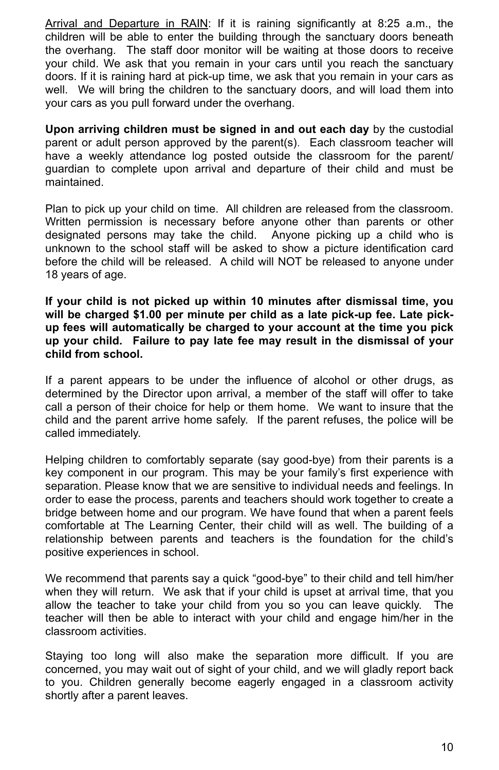<u>Arrival and Departure in RAIN</u>: If it is raining significantly at 8:25 a.m., the children will be able to enter the building through the sanctuary doors beneath the overhang. The staff door monitor will be waiting at those doors to receive your child. We ask that you remain in your cars until you reach the sanctuary doors. If it is raining hard at pick-up time, we ask that you remain in your cars as well. We will bring the children to the sanctuary doors, and will load them into your cars as you pull forward under the overhang.

**Upon arriving children must be signed in and out each day** by the custodial parent or adult person approved by the parent(s). Each classroom teacher will have a weekly attendance log posted outside the classroom for the parent/ guardian to complete upon arrival and departure of their child and must be maintained.

Plan to pick up your child on time. All children are released from the classroom. Written permission is necessary before anyone other than parents or other designated persons may take the child. Anyone picking up a child who is unknown to the school staff will be asked to show a picture identification card before the child will be released. A child will NOT be released to anyone under 18 years of age.

**If your child is not picked up within 10 minutes after dismissal time, you will be charged $1.00 per minute per child as a late pick-up fee. Late pick-up fees will automatically be charged to your account at the time you pick up your child. Failure to pay late fee may result in the dismissal of your child from school.**

If a parent appears to be under the influence of alcohol or other drugs, as determined by the Director upon arrival, a member of the staff will offer to take call a person of their choice for help or them home. We want to insure that the child and the parent arrive home safely. If the parent refuses, the police will be called immediately.

Helping children to comfortably separate (say good-bye) from their parents is a key component in our program. This may be your family's first experience with separation. Please know that we are sensitive to individual needs and feelings. In order to ease the process, parents and teachers should work together to create a bridge between home and our program. We have found that when a parent feels comfortable at The Learning Center, their child will as well. The building of a relationship between parents and teachers is the foundation for the child's positive experiences in school.

We recommend that parents say a quick "good-bye" to their child and tell him/her when they will return. We ask that if your child is upset at arrival time, that you allow the teacher to take your child from you so you can leave quickly. The teacher will then be able to interact with your child and engage him/her in the classroom activities.

Staying too long will also make the separation more difficult. If you are concerned, you may wait out of sight of your child, and we will gladly report back to you. Children generally become eagerly engaged in a classroom activity shortly after a parent leaves.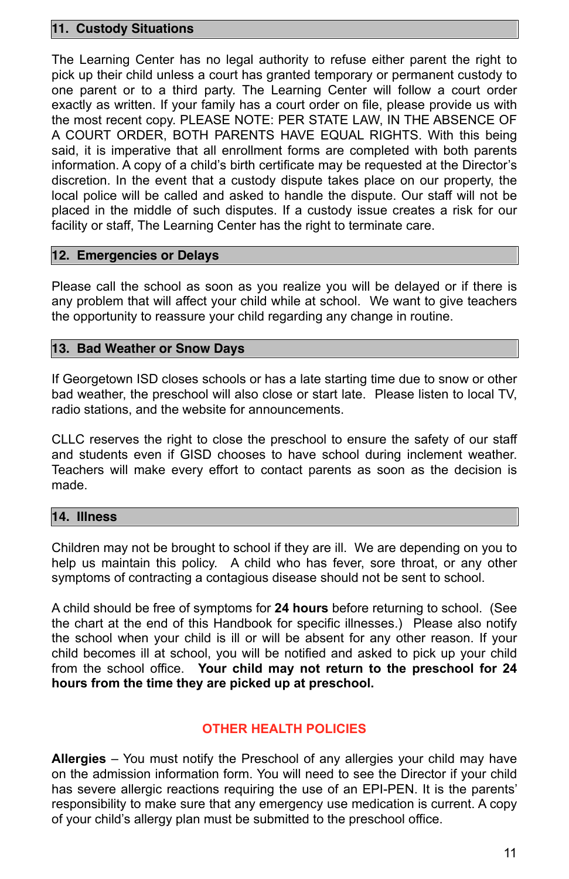## 11. Custody Situations

The Learning Center has no legal authority to refuse either parent the right to pick up their child unless a court has granted temporary or permanent custody to one parent or to a third party. The Learning Center will follow a court order exactly as written. If your family has a court order on file, please provide us with the most recent copy. PLEASE NOTE: PER STATE LAW, IN THE ABSENCE OF A COURT ORDER, BOTH PARENTS HAVE EQUAL RIGHTS. With this being said, it is imperative that all enrollment forms are completed with both parents information. A copy of a child's birth certificate may be requested at the Director's discretion. In the event that a custody dispute takes place on our property, the local police will be called and asked to handle the dispute. Our staff will not be placed in the middle of such disputes. If a custody issue creates a risk for our facility or staff, The Learning Center has the right to terminate care.

## 12. Emergencies or Delays

Please call the school as soon as you realize you will be delayed or if there is any problem that will affect your child while at school. We want to give teachers the opportunity to reassure your child regarding any change in routine.

## 13. Bad Weather or Snow Days

If Georgetown ISD closes schools or has a late starting time due to snow or other bad weather, the preschool will also close or start late. Please listen to local TV, radio stations, and the website for announcements.

CLLC reserves the right to close the preschool to ensure the safety of our staff and students even if GISD chooses to have school during inclement weather. Teachers will make every effort to contact parents as soon as the decision is made.

## 14. Illness

Children may not be brought to school if they are ill. We are depending on you to help us maintain this policy. A child who has fever, sore throat, or any other symptoms of contracting a contagious disease should not be sent to school.

A child should be free of symptoms for **24 hours** before returning to school. (See the chart at the end of this Handbook for specific illnesses.) Please also notify the school when your child is ill or will be absent for any other reason. If your child becomes ill at school, you will be notified and asked to pick up your child from the school office. **Your child may not return to the preschool for 24 hours from the time they are picked up at preschool.**

## OTHER HEALTH POLICIES

**Allergies** – You must notify the Preschool of any allergies your child may have on the admission information form. You will need to see the Director if your child has severe allergic reactions requiring the use of an EPI-PEN. It is the parents' responsibility to make sure that any emergency use medication is current. A copy of your child's allergy plan must be submitted to the preschool office.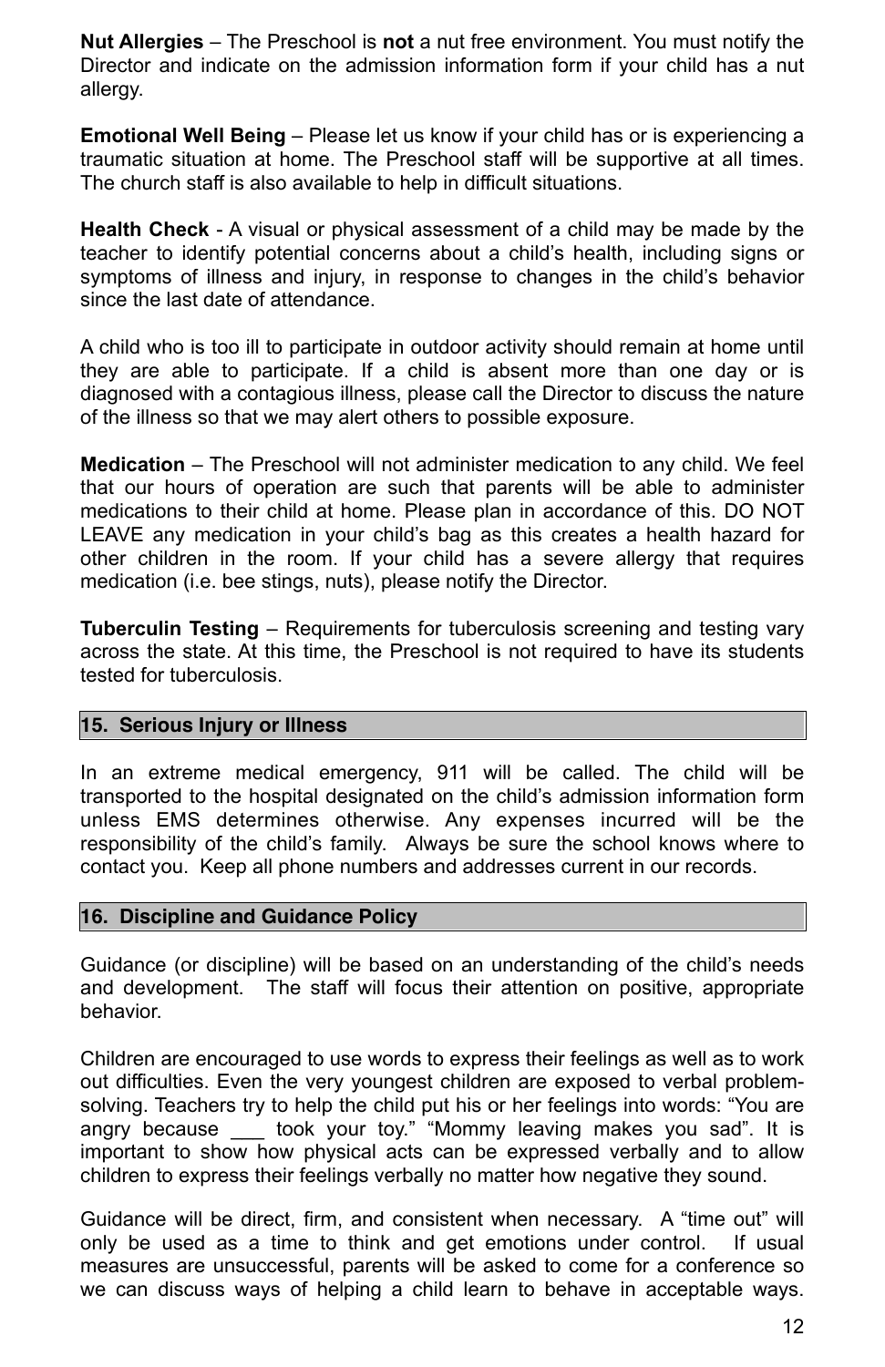**Nut Allergies** – The Preschool is **not** a nut free environment. You must notify the Director and indicate on the admission information form if your child has a nut allergy.

**Emotional Well Being** – Please let us know if your child has or is experiencing a traumatic situation at home. The Preschool staff will be supportive at all times. The church staff is also available to help in difficult situations.

**Health Check** - A visual or physical assessment of a child may be made by the teacher to identify potential concerns about a child's health, including signs or symptoms of illness and injury, in response to changes in the child's behavior since the last date of attendance.

A child who is too ill to participate in outdoor activity should remain at home until they are able to participate. If a child is absent more than one day or is diagnosed with a contagious illness, please call the Director to discuss the nature of the illness so that we may alert others to possible exposure.

**Medication** – The Preschool will not administer medication to any child. We feel that our hours of operation are such that parents will be able to administer medications to their child at home. Please plan in accordance of this. DO NOT LEAVE any medication in your child's bag as this creates a health hazard for other children in the room. If your child has a severe allergy that requires medication (i.e. bee stings, nuts), please notify the Director.

**Tuberculin Testing** – Requirements for tuberculosis screening and testing vary across the state. At this time, the Preschool is not required to have its students tested for tuberculosis.

## 15. Serious Injury or Illness

In an extreme medical emergency, 911 will be called. The child will be transported to the hospital designated on the child's admission information form unless EMS determines otherwise. Any expenses incurred will be the responsibility of the child's family. Always be sure the school knows where to contact you. Keep all phone numbers and addresses current in our records.

## 16. Discipline and Guidance Policy

Guidance (or discipline) will be based on an understanding of the child's needs and development. The staff will focus their attention on positive, appropriate behavior.

Children are encouraged to use words to express their feelings as well as to work out difficulties. Even the very youngest children are exposed to verbal problem-solving. Teachers try to help the child put his or her feelings into words: "You are angry because ___ took your toy." "Mommy leaving makes you sad". It is important to show how physical acts can be expressed verbally and to allow children to express their feelings verbally no matter how negative they sound.

Guidance will be direct, firm, and consistent when necessary. A "time out" will only be used as a time to think and get emotions under control. If usual measures are unsuccessful, parents will be asked to come for a conference so we can discuss ways of helping a child learn to behave in acceptable ways.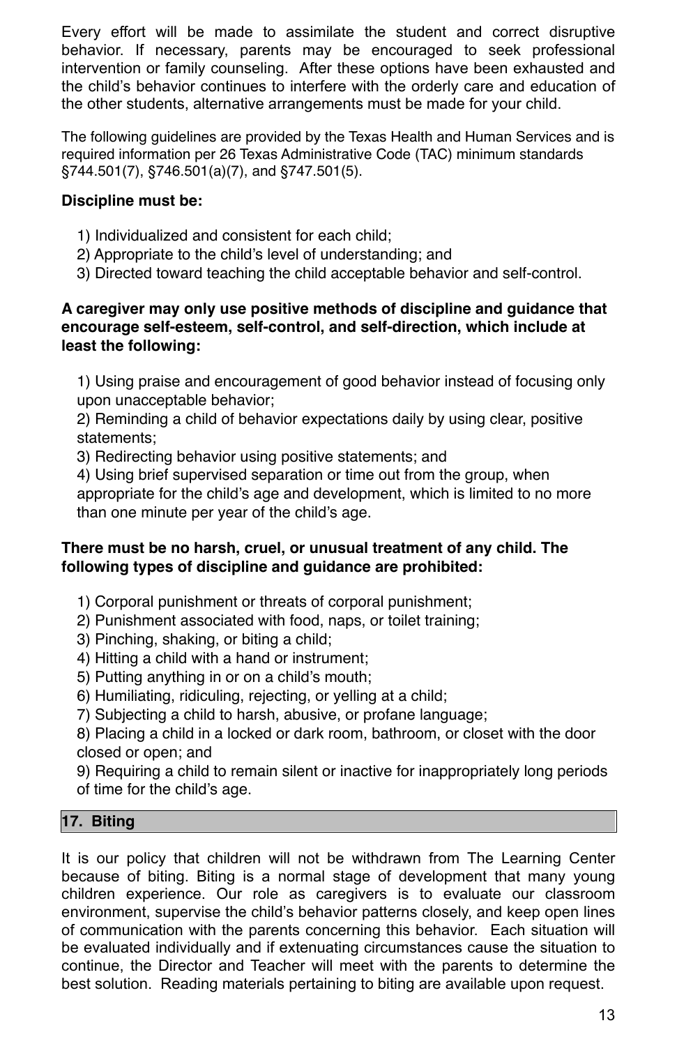Every effort will be made to assimilate the student and correct disruptive behavior. If necessary, parents may be encouraged to seek professional intervention or family counseling. After these options have been exhausted and the child's behavior continues to interfere with the orderly care and education of the other students, alternative arrangements must be made for your child.

The following guidelines are provided by the Texas Health and Human Services and is required information per 26 Texas Administrative Code (TAC) minimum standards §744.501(7), §746.501(a)(7), and §747.501(5).

**Discipline must be:**

1) Individualized and consistent for each child;
2) Appropriate to the child's level of understanding; and
3) Directed toward teaching the child acceptable behavior and self-control.

**A caregiver may only use positive methods of discipline and guidance that encourage self-esteem, self-control, and self-direction, which include at least the following:**

1) Using praise and encouragement of good behavior instead of focusing only upon unacceptable behavior;
2) Reminding a child of behavior expectations daily by using clear, positive statements;
3) Redirecting behavior using positive statements; and
4) Using brief supervised separation or time out from the group, when appropriate for the child's age and development, which is limited to no more than one minute per year of the child's age.

**There must be no harsh, cruel, or unusual treatment of any child. The following types of discipline and guidance are prohibited:**

1) Corporal punishment or threats of corporal punishment;
2) Punishment associated with food, naps, or toilet training;
3) Pinching, shaking, or biting a child;
4) Hitting a child with a hand or instrument;
5) Putting anything in or on a child's mouth;
6) Humiliating, ridiculing, rejecting, or yelling at a child;
7) Subjecting a child to harsh, abusive, or profane language;
8) Placing a child in a locked or dark room, bathroom, or closet with the door closed or open; and
9) Requiring a child to remain silent or inactive for inappropriately long periods of time for the child's age.

## 17. Biting

It is our policy that children will not be withdrawn from The Learning Center because of biting. Biting is a normal stage of development that many young children experience. Our role as caregivers is to evaluate our classroom environment, supervise the child's behavior patterns closely, and keep open lines of communication with the parents concerning this behavior. Each situation will be evaluated individually and if extenuating circumstances cause the situation to continue, the Director and Teacher will meet with the parents to determine the best solution. Reading materials pertaining to biting are available upon request.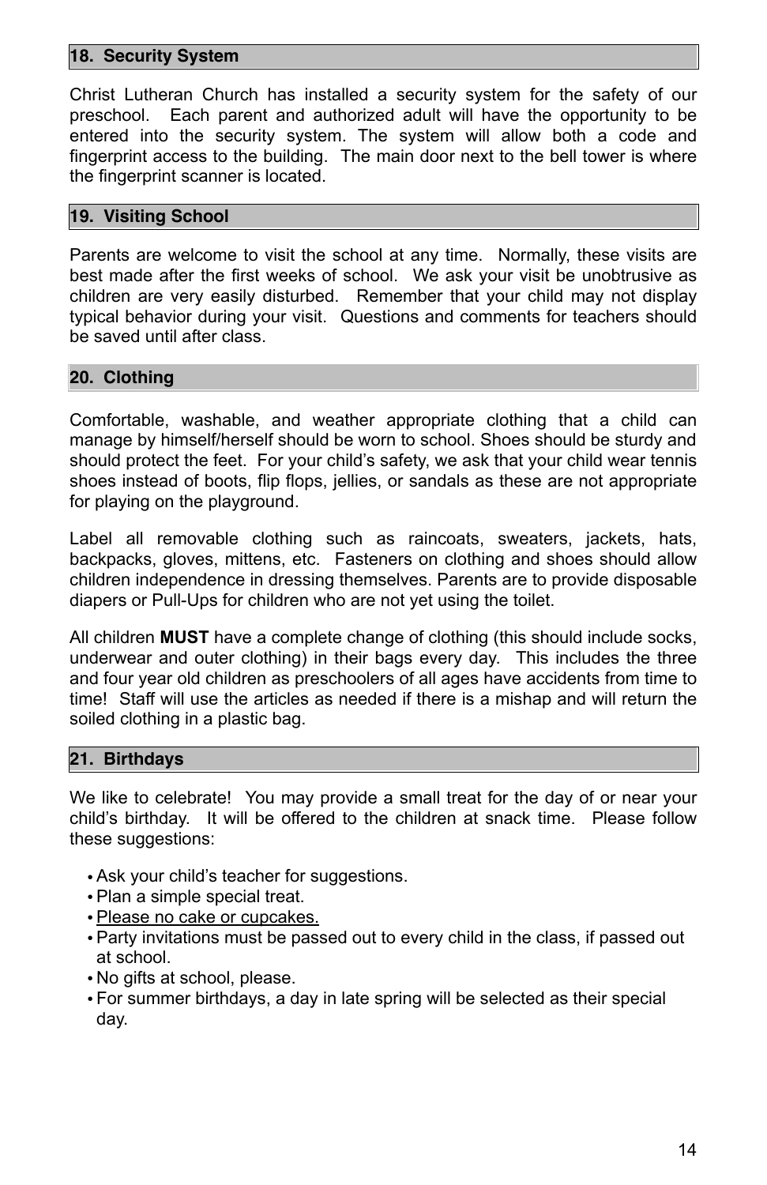## 18. Security System

Christ Lutheran Church has installed a security system for the safety of our preschool. Each parent and authorized adult will have the opportunity to be entered into the security system. The system will allow both a code and fingerprint access to the building. The main door next to the bell tower is where the fingerprint scanner is located.

## 19. Visiting School

Parents are welcome to visit the school at any time. Normally, these visits are best made after the first weeks of school. We ask your visit be unobtrusive as children are very easily disturbed. Remember that your child may not display typical behavior during your visit. Questions and comments for teachers should be saved until after class.

## 20. Clothing

Comfortable, washable, and weather appropriate clothing that a child can manage by himself/herself should be worn to school. Shoes should be sturdy and should protect the feet. For your child's safety, we ask that your child wear tennis shoes instead of boots, flip flops, jellies, or sandals as these are not appropriate for playing on the playground.

Label all removable clothing such as raincoats, sweaters, jackets, hats, backpacks, gloves, mittens, etc. Fasteners on clothing and shoes should allow children independence in dressing themselves. Parents are to provide disposable diapers or Pull-Ups for children who are not yet using the toilet.

All children **MUST** have a complete change of clothing (this should include socks, underwear and outer clothing) in their bags every day. This includes the three and four year old children as preschoolers of all ages have accidents from time to time! Staff will use the articles as needed if there is a mishap and will return the soiled clothing in a plastic bag.

## 21. Birthdays

We like to celebrate! You may provide a small treat for the day of or near your child's birthday. It will be offered to the children at snack time. Please follow these suggestions:

- Ask your child's teacher for suggestions.
- Plan a simple special treat.
- <u>Please no cake or cupcakes.</u>
- Party invitations must be passed out to every child in the class, if passed out at school.
- No gifts at school, please.
- For summer birthdays, a day in late spring will be selected as their special day.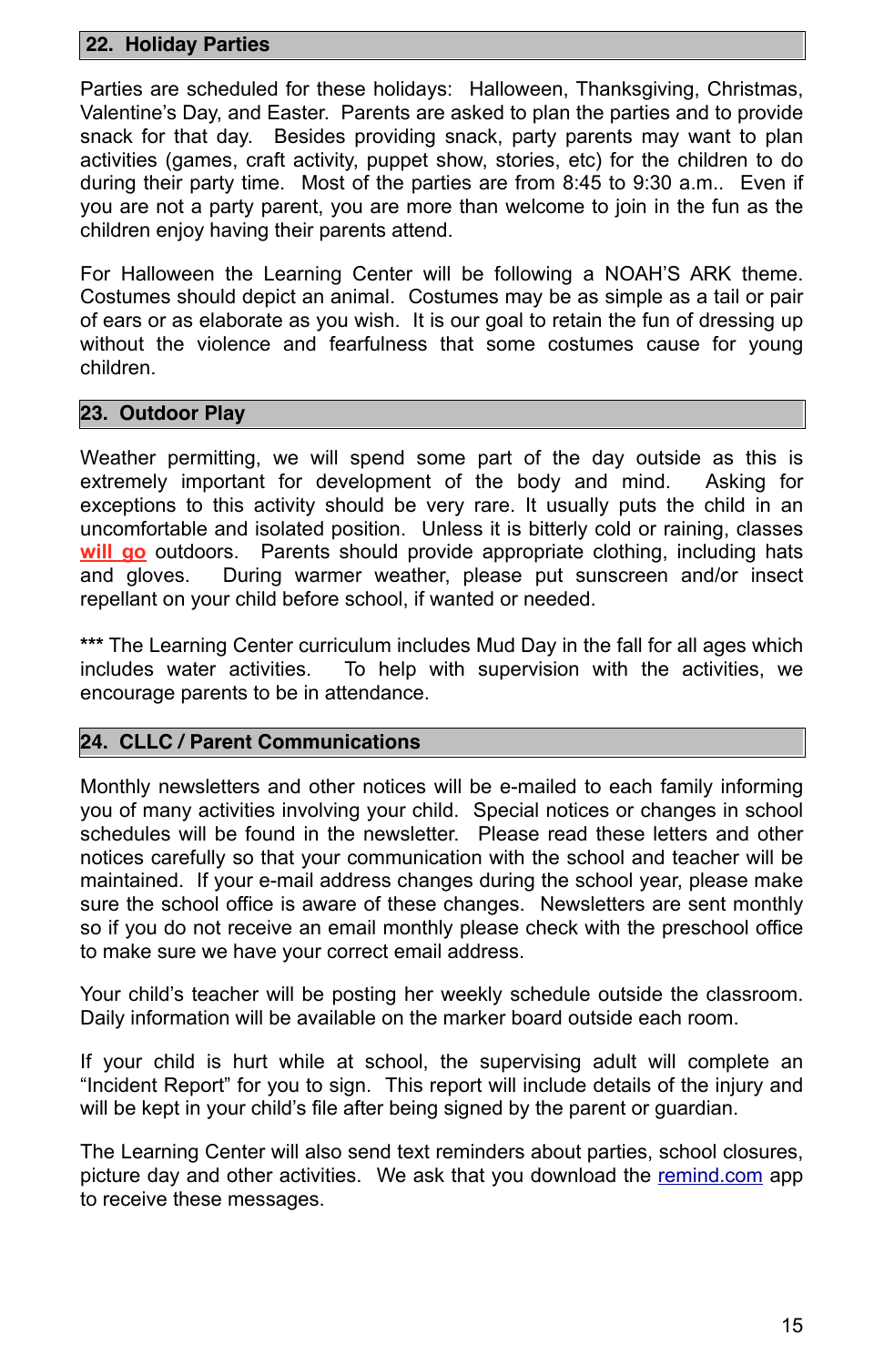## 22. Holiday Parties

Parties are scheduled for these holidays: Halloween, Thanksgiving, Christmas, Valentine's Day, and Easter. Parents are asked to plan the parties and to provide snack for that day. Besides providing snack, party parents may want to plan activities (games, craft activity, puppet show, stories, etc) for the children to do during their party time. Most of the parties are from 8:45 to 9:30 a.m.. Even if you are not a party parent, you are more than welcome to join in the fun as the children enjoy having their parents attend.

For Halloween the Learning Center will be following a NOAH'S ARK theme. Costumes should depict an animal. Costumes may be as simple as a tail or pair of ears or as elaborate as you wish. It is our goal to retain the fun of dressing up without the violence and fearfulness that some costumes cause for young children.

## 23. Outdoor Play

Weather permitting, we will spend some part of the day outside as this is extremely important for development of the body and mind. Asking for exceptions to this activity should be very rare. It usually puts the child in an uncomfortable and isolated position. Unless it is bitterly cold or raining, classes **will go** outdoors. Parents should provide appropriate clothing, including hats and gloves. During warmer weather, please put sunscreen and/or insect repellant on your child before school, if wanted or needed.

*** The Learning Center curriculum includes Mud Day in the fall for all ages which includes water activities. To help with supervision with the activities, we encourage parents to be in attendance.

## 24. CLLC / Parent Communications

Monthly newsletters and other notices will be e-mailed to each family informing you of many activities involving your child. Special notices or changes in school schedules will be found in the newsletter. Please read these letters and other notices carefully so that your communication with the school and teacher will be maintained. If your e-mail address changes during the school year, please make sure the school office is aware of these changes. Newsletters are sent monthly so if you do not receive an email monthly please check with the preschool office to make sure we have your correct email address.

Your child's teacher will be posting her weekly schedule outside the classroom. Daily information will be available on the marker board outside each room.

If your child is hurt while at school, the supervising adult will complete an "Incident Report" for you to sign. This report will include details of the injury and will be kept in your child's file after being signed by the parent or guardian.

The Learning Center will also send text reminders about parties, school closures, picture day and other activities. We ask that you download the remind.com app to receive these messages.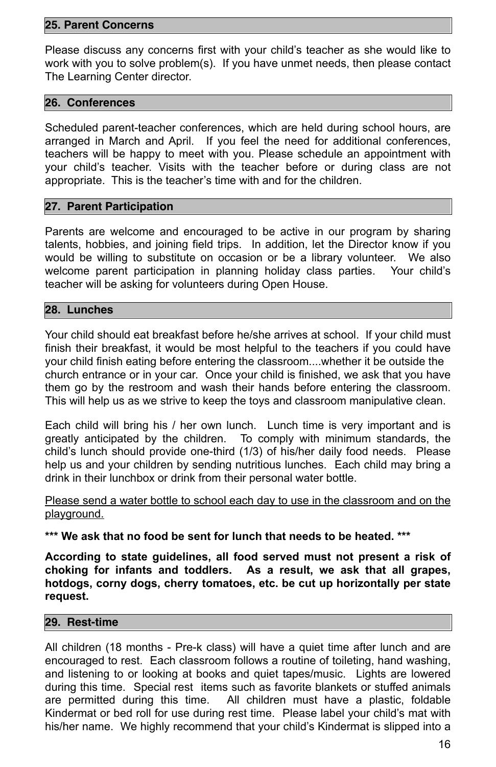## 25. Parent Concerns

Please discuss any concerns first with your child's teacher as she would like to work with you to solve problem(s). If you have unmet needs, then please contact The Learning Center director.

## 26. Conferences

Scheduled parent-teacher conferences, which are held during school hours, are arranged in March and April. If you feel the need for additional conferences, teachers will be happy to meet with you. Please schedule an appointment with your child's teacher. Visits with the teacher before or during class are not appropriate. This is the teacher's time with and for the children.

## 27. Parent Participation

Parents are welcome and encouraged to be active in our program by sharing talents, hobbies, and joining field trips. In addition, let the Director know if you would be willing to substitute on occasion or be a library volunteer. We also welcome parent participation in planning holiday class parties. Your child's teacher will be asking for volunteers during Open House.

## 28. Lunches

Your child should eat breakfast before he/she arrives at school. If your child must finish their breakfast, it would be most helpful to the teachers if you could have your child finish eating before entering the classroom....whether it be outside the church entrance or in your car. Once your child is finished, we ask that you have them go by the restroom and wash their hands before entering the classroom. This will help us as we strive to keep the toys and classroom manipulative clean.

Each child will bring his / her own lunch. Lunch time is very important and is greatly anticipated by the children. To comply with minimum standards, the child's lunch should provide one-third (1/3) of his/her daily food needs. Please help us and your children by sending nutritious lunches. Each child may bring a drink in their lunchbox or drink from their personal water bottle.

<u>Please send a water bottle to school each day to use in the classroom and on the playground.</u>

**\*\*\* We ask that no food be sent for lunch that needs to be heated. \*\*\***

**According to state guidelines, all food served must not present a risk of choking for infants and toddlers. As a result, we ask that all grapes, hotdogs, corny dogs, cherry tomatoes, etc. be cut up horizontally per state request.**

## 29. Rest-time

All children (18 months - Pre-k class) will have a quiet time after lunch and are encouraged to rest. Each classroom follows a routine of toileting, hand washing, and listening to or looking at books and quiet tapes/music. Lights are lowered during this time. Special rest items such as favorite blankets or stuffed animals are permitted during this time. All children must have a plastic, foldable Kindermat or bed roll for use during rest time. Please label your child's mat with his/her name. We highly recommend that your child's Kindermat is slipped into a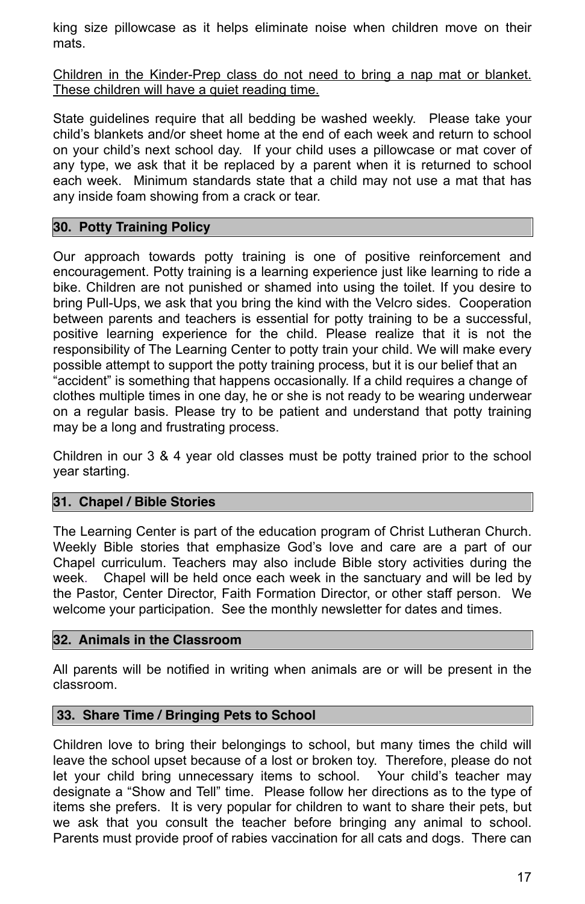king size pillowcase as it helps eliminate noise when children move on their mats.

<u>Children in the Kinder-Prep class do not need to bring a nap mat or blanket. These children will have a quiet reading time.</u>

State guidelines require that all bedding be washed weekly. Please take your child's blankets and/or sheet home at the end of each week and return to school on your child's next school day. If your child uses a pillowcase or mat cover of any type, we ask that it be replaced by a parent when it is returned to school each week. Minimum standards state that a child may not use a mat that has any inside foam showing from a crack or tear.

## 30. Potty Training Policy

Our approach towards potty training is one of positive reinforcement and encouragement. Potty training is a learning experience just like learning to ride a bike. Children are not punished or shamed into using the toilet. If you desire to bring Pull-Ups, we ask that you bring the kind with the Velcro sides. Cooperation between parents and teachers is essential for potty training to be a successful, positive learning experience for the child. Please realize that it is not the responsibility of The Learning Center to potty train your child. We will make every possible attempt to support the potty training process, but it is our belief that an "accident" is something that happens occasionally. If a child requires a change of clothes multiple times in one day, he or she is not ready to be wearing underwear on a regular basis. Please try to be patient and understand that potty training may be a long and frustrating process.

Children in our 3 & 4 year old classes must be potty trained prior to the school year starting.

## 31. Chapel / Bible Stories

The Learning Center is part of the education program of Christ Lutheran Church. Weekly Bible stories that emphasize God's love and care are a part of our Chapel curriculum. Teachers may also include Bible story activities during the week. Chapel will be held once each week in the sanctuary and will be led by the Pastor, Center Director, Faith Formation Director, or other staff person. We welcome your participation. See the monthly newsletter for dates and times.

## 32. Animals in the Classroom

All parents will be notified in writing when animals are or will be present in the classroom.

## 33. Share Time / Bringing Pets to School

Children love to bring their belongings to school, but many times the child will leave the school upset because of a lost or broken toy. Therefore, please do not let your child bring unnecessary items to school. Your child's teacher may designate a "Show and Tell" time. Please follow her directions as to the type of items she prefers. It is very popular for children to want to share their pets, but we ask that you consult the teacher before bringing any animal to school. Parents must provide proof of rabies vaccination for all cats and dogs. There can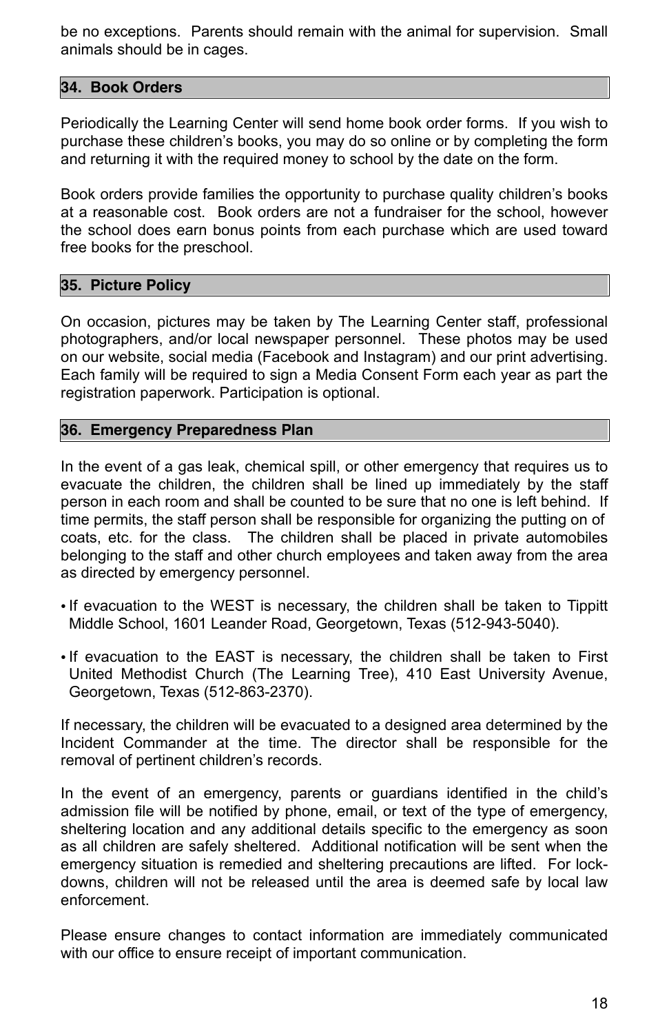be no exceptions. Parents should remain with the animal for supervision. Small animals should be in cages.

## 34. Book Orders

Periodically the Learning Center will send home book order forms. If you wish to purchase these children's books, you may do so online or by completing the form and returning it with the required money to school by the date on the form.

Book orders provide families the opportunity to purchase quality children's books at a reasonable cost. Book orders are not a fundraiser for the school, however the school does earn bonus points from each purchase which are used toward free books for the preschool.

## 35. Picture Policy

On occasion, pictures may be taken by The Learning Center staff, professional photographers, and/or local newspaper personnel. These photos may be used on our website, social media (Facebook and Instagram) and our print advertising. Each family will be required to sign a Media Consent Form each year as part the registration paperwork. Participation is optional.

## 36. Emergency Preparedness Plan

In the event of a gas leak, chemical spill, or other emergency that requires us to evacuate the children, the children shall be lined up immediately by the staff person in each room and shall be counted to be sure that no one is left behind. If time permits, the staff person shall be responsible for organizing the putting on of coats, etc. for the class. The children shall be placed in private automobiles belonging to the staff and other church employees and taken away from the area as directed by emergency personnel.

- If evacuation to the WEST is necessary, the children shall be taken to Tippitt Middle School, 1601 Leander Road, Georgetown, Texas (512-943-5040).
- If evacuation to the EAST is necessary, the children shall be taken to First United Methodist Church (The Learning Tree), 410 East University Avenue, Georgetown, Texas (512-863-2370).

If necessary, the children will be evacuated to a designed area determined by the Incident Commander at the time. The director shall be responsible for the removal of pertinent children's records.

In the event of an emergency, parents or guardians identified in the child's admission file will be notified by phone, email, or text of the type of emergency, sheltering location and any additional details specific to the emergency as soon as all children are safely sheltered. Additional notification will be sent when the emergency situation is remedied and sheltering precautions are lifted. For lock-downs, children will not be released until the area is deemed safe by local law enforcement.

Please ensure changes to contact information are immediately communicated with our office to ensure receipt of important communication.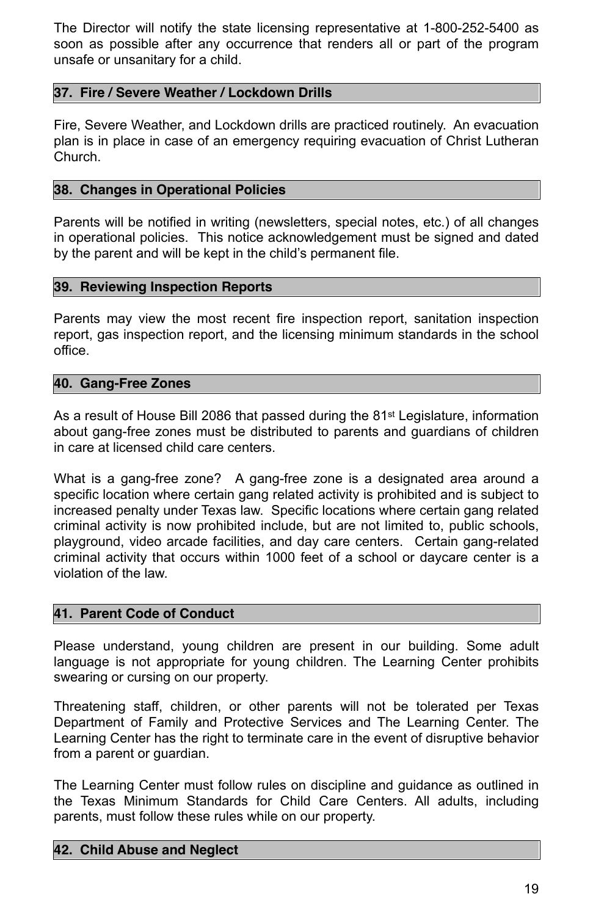The Director will notify the state licensing representative at 1-800-252-5400 as soon as possible after any occurrence that renders all or part of the program unsafe or unsanitary for a child.

## 37. Fire / Severe Weather / Lockdown Drills

Fire, Severe Weather, and Lockdown drills are practiced routinely. An evacuation plan is in place in case of an emergency requiring evacuation of Christ Lutheran Church.

## 38. Changes in Operational Policies

Parents will be notified in writing (newsletters, special notes, etc.) of all changes in operational policies. This notice acknowledgement must be signed and dated by the parent and will be kept in the child's permanent file.

## 39. Reviewing Inspection Reports

Parents may view the most recent fire inspection report, sanitation inspection report, gas inspection report, and the licensing minimum standards in the school office.

## 40. Gang-Free Zones

As a result of House Bill 2086 that passed during the 81st Legislature, information about gang-free zones must be distributed to parents and guardians of children in care at licensed child care centers.

What is a gang-free zone? A gang-free zone is a designated area around a specific location where certain gang related activity is prohibited and is subject to increased penalty under Texas law. Specific locations where certain gang related criminal activity is now prohibited include, but are not limited to, public schools, playground, video arcade facilities, and day care centers. Certain gang-related criminal activity that occurs within 1000 feet of a school or daycare center is a violation of the law.

## 41. Parent Code of Conduct

Please understand, young children are present in our building. Some adult language is not appropriate for young children. The Learning Center prohibits swearing or cursing on our property.

Threatening staff, children, or other parents will not be tolerated per Texas Department of Family and Protective Services and The Learning Center. The Learning Center has the right to terminate care in the event of disruptive behavior from a parent or guardian.

The Learning Center must follow rules on discipline and guidance as outlined in the Texas Minimum Standards for Child Care Centers. All adults, including parents, must follow these rules while on our property.

## 42. Child Abuse and Neglect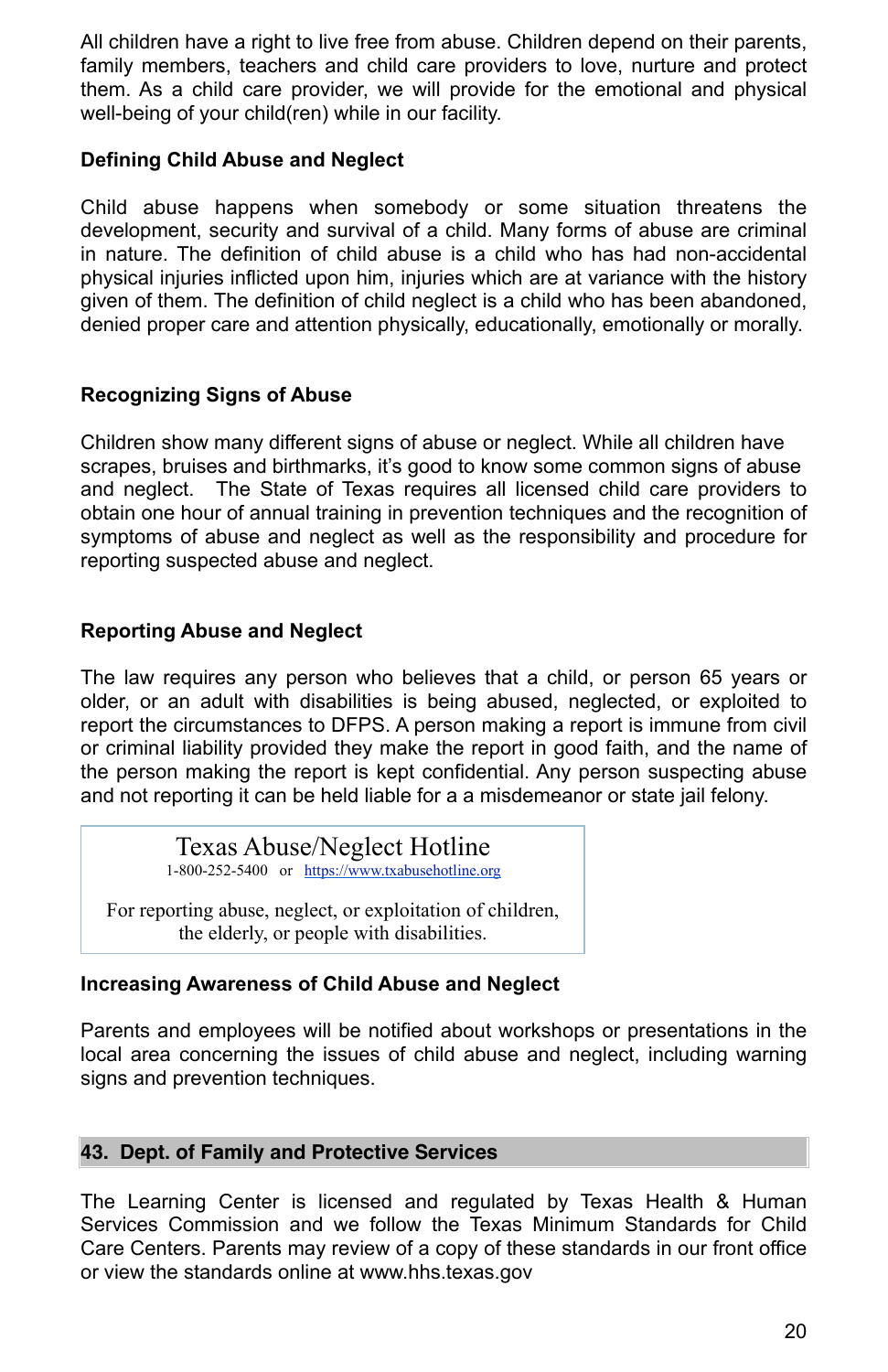All children have a right to live free from abuse. Children depend on their parents, family members, teachers and child care providers to love, nurture and protect them. As a child care provider, we will provide for the emotional and physical well-being of your child(ren) while in our facility.

### Defining Child Abuse and Neglect

Child abuse happens when somebody or some situation threatens the development, security and survival of a child. Many forms of abuse are criminal in nature. The definition of child abuse is a child who has had non-accidental physical injuries inflicted upon him, injuries which are at variance with the history given of them. The definition of child neglect is a child who has been abandoned, denied proper care and attention physically, educationally, emotionally or morally.

### Recognizing Signs of Abuse

Children show many different signs of abuse or neglect. While all children have scrapes, bruises and birthmarks, it's good to know some common signs of abuse and neglect. The State of Texas requires all licensed child care providers to obtain one hour of annual training in prevention techniques and the recognition of symptoms of abuse and neglect as well as the responsibility and procedure for reporting suspected abuse and neglect.

### Reporting Abuse and Neglect

The law requires any person who believes that a child, or person 65 years or older, or an adult with disabilities is being abused, neglected, or exploited to report the circumstances to DFPS. A person making a report is immune from civil or criminal liability provided they make the report in good faith, and the name of the person making the report is kept confidential. Any person suspecting abuse and not reporting it can be held liable for a a misdemeanor or state jail felony.

> **Texas Abuse/Neglect Hotline**
> 1-800-252-5400 or https://www.txabusehotline.org
>
> For reporting abuse, neglect, or exploitation of children, the elderly, or people with disabilities.

### Increasing Awareness of Child Abuse and Neglect

Parents and employees will be notified about workshops or presentations in the local area concerning the issues of child abuse and neglect, including warning signs and prevention techniques.

## 43. Dept. of Family and Protective Services

The Learning Center is licensed and regulated by Texas Health & Human Services Commission and we follow the Texas Minimum Standards for Child Care Centers. Parents may review of a copy of these standards in our front office or view the standards online at www.hhs.texas.gov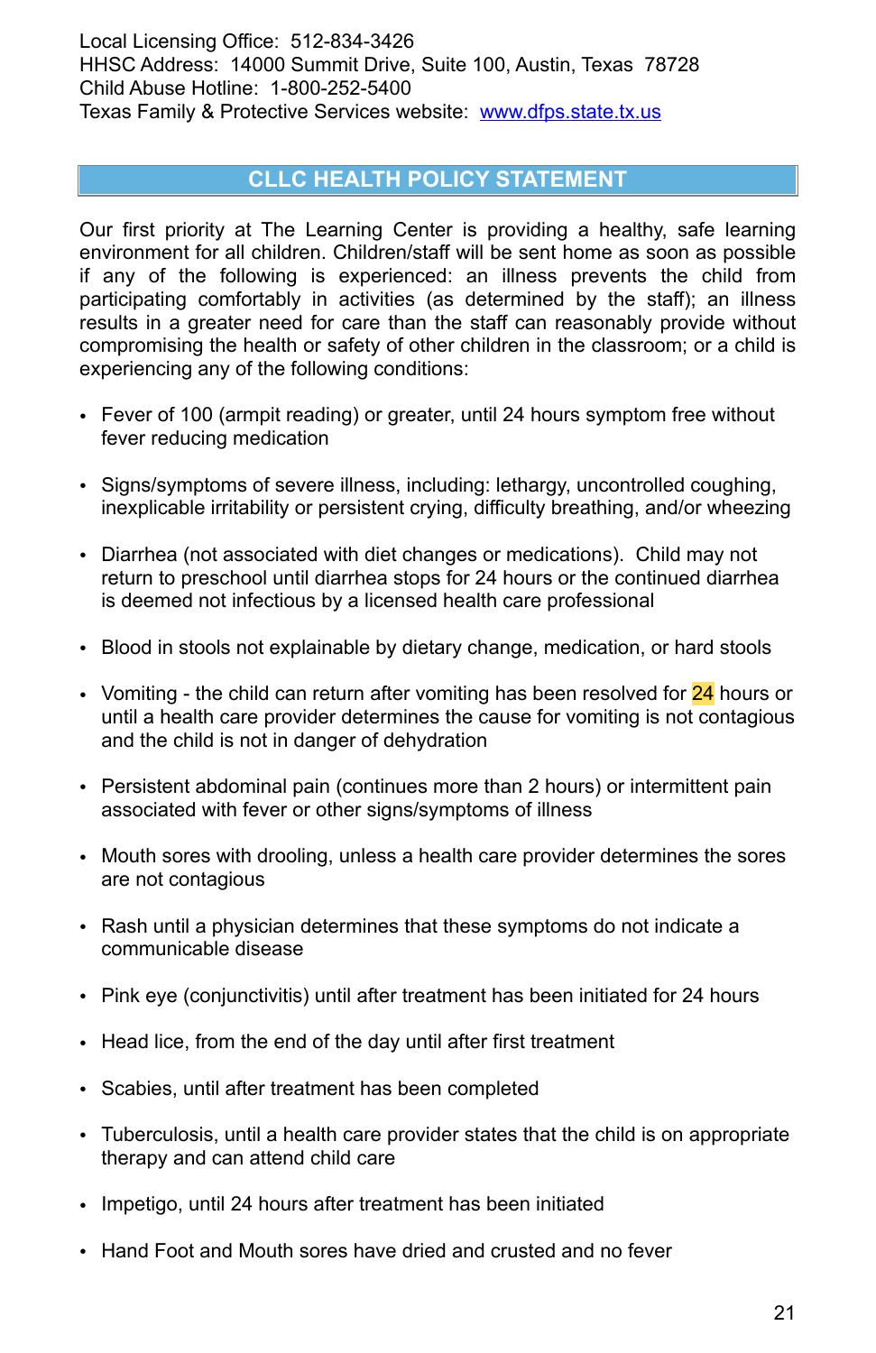Local Licensing Office: 512-834-3426
HHSC Address: 14000 Summit Drive, Suite 100, Austin, Texas 78728
Child Abuse Hotline: 1-800-252-5400
Texas Family & Protective Services website: www.dfps.state.tx.us

## CLLC HEALTH POLICY STATEMENT

Our first priority at The Learning Center is providing a healthy, safe learning environment for all children. Children/staff will be sent home as soon as possible if any of the following is experienced: an illness prevents the child from participating comfortably in activities (as determined by the staff); an illness results in a greater need for care than the staff can reasonably provide without compromising the health or safety of other children in the classroom; or a child is experiencing any of the following conditions:

- Fever of 100 (armpit reading) or greater, until 24 hours symptom free without fever reducing medication
- Signs/symptoms of severe illness, including: lethargy, uncontrolled coughing, inexplicable irritability or persistent crying, difficulty breathing, and/or wheezing
- Diarrhea (not associated with diet changes or medications). Child may not return to preschool until diarrhea stops for 24 hours or the continued diarrhea is deemed not infectious by a licensed health care professional
- Blood in stools not explainable by dietary change, medication, or hard stools
- Vomiting - the child can return after vomiting has been resolved for 24 hours or until a health care provider determines the cause for vomiting is not contagious and the child is not in danger of dehydration
- Persistent abdominal pain (continues more than 2 hours) or intermittent pain associated with fever or other signs/symptoms of illness
- Mouth sores with drooling, unless a health care provider determines the sores are not contagious
- Rash until a physician determines that these symptoms do not indicate a communicable disease
- Pink eye (conjunctivitis) until after treatment has been initiated for 24 hours
- Head lice, from the end of the day until after first treatment
- Scabies, until after treatment has been completed
- Tuberculosis, until a health care provider states that the child is on appropriate therapy and can attend child care
- Impetigo, until 24 hours after treatment has been initiated
- Hand Foot and Mouth sores have dried and crusted and no fever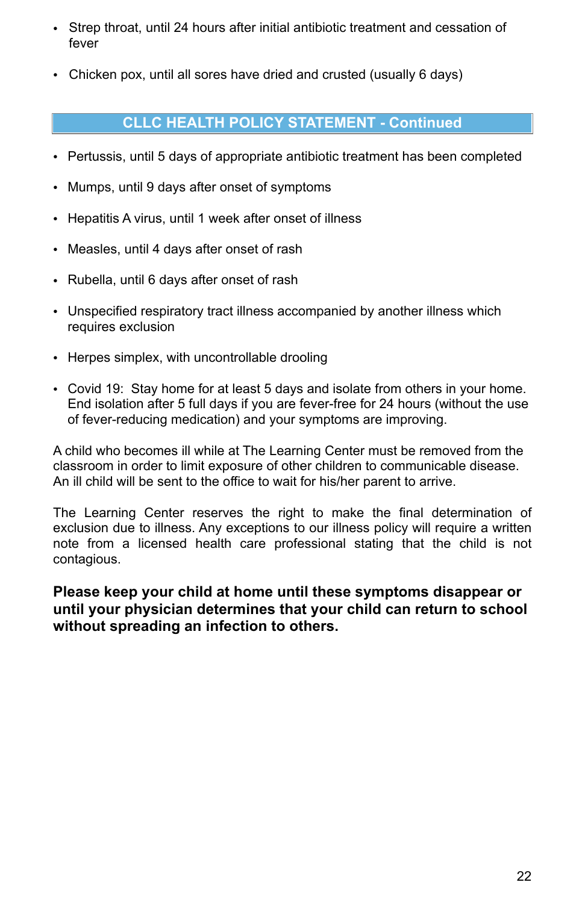- Strep throat, until 24 hours after initial antibiotic treatment and cessation of fever

- Chicken pox, until all sores have dried and crusted (usually 6 days)

## CLLC HEALTH POLICY STATEMENT - Continued

- Pertussis, until 5 days of appropriate antibiotic treatment has been completed

- Mumps, until 9 days after onset of symptoms

- Hepatitis A virus, until 1 week after onset of illness

- Measles, until 4 days after onset of rash

- Rubella, until 6 days after onset of rash

- Unspecified respiratory tract illness accompanied by another illness which requires exclusion

- Herpes simplex, with uncontrollable drooling

- Covid 19: Stay home for at least 5 days and isolate from others in your home. End isolation after 5 full days if you are fever-free for 24 hours (without the use of fever-reducing medication) and your symptoms are improving.

A child who becomes ill while at The Learning Center must be removed from the classroom in order to limit exposure of other children to communicable disease. An ill child will be sent to the office to wait for his/her parent to arrive.

The Learning Center reserves the right to make the final determination of exclusion due to illness. Any exceptions to our illness policy will require a written note from a licensed health care professional stating that the child is not contagious.

**Please keep your child at home until these symptoms disappear or until your physician determines that your child can return to school without spreading an infection to others.**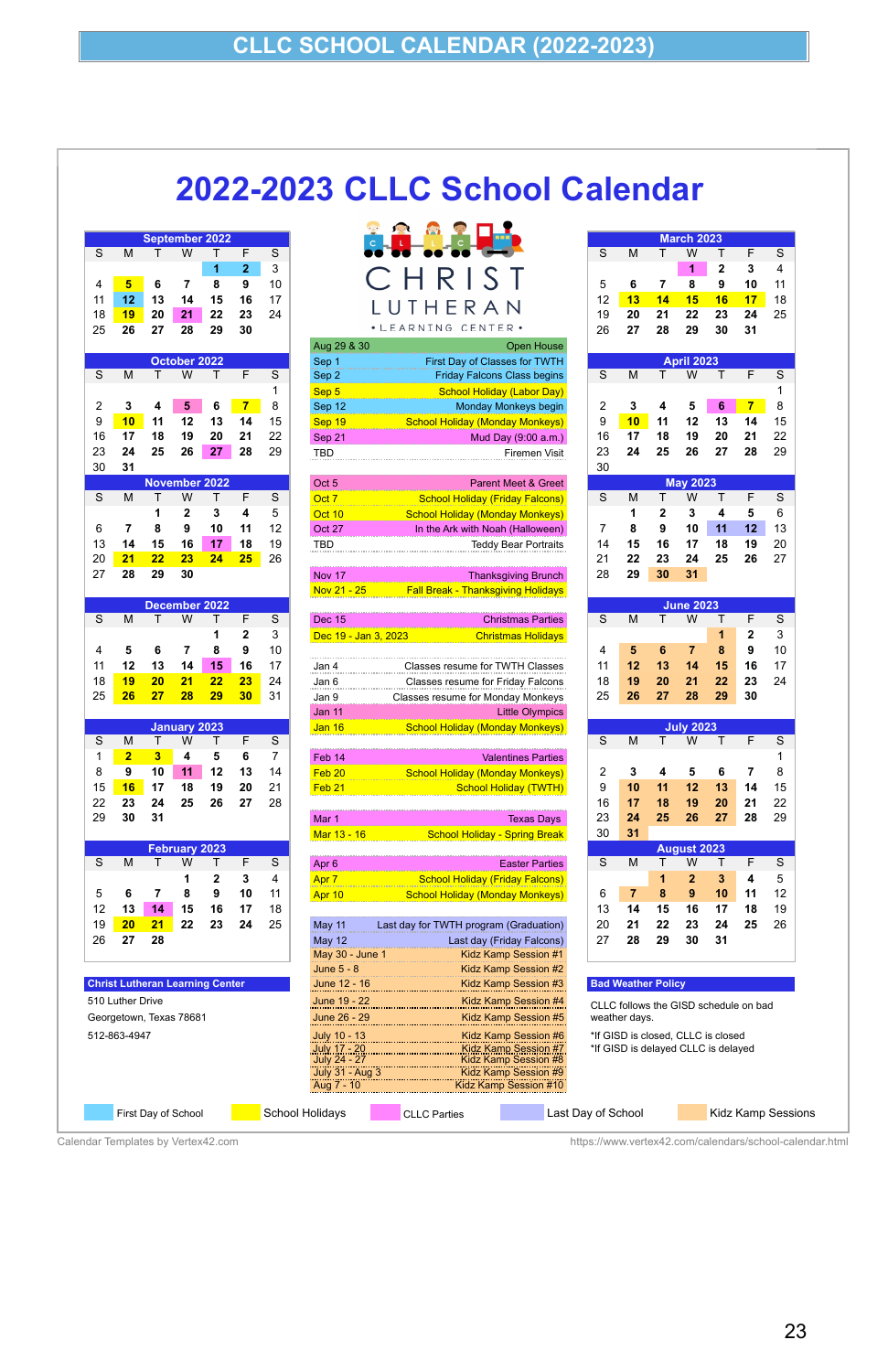# CLLC SCHOOL CALENDAR (2022-2023)

## 2022-2023 CLLC School Calendar

CHRIST LUTHERAN • LEARNING CENTER •

### September 2022

| S | M | T | W | T | F | S |
|---|---|---|---|---|---|---|
| | | | | 1 | 2 | 3 |
| 4 | 5 | 6 | 7 | 8 | 9 | 10 |
| 11 | 12 | 13 | 14 | 15 | 16 | 17 |
| 18 | 19 | 20 | 21 | 22 | 23 | 24 |
| 25 | 26 | 27 | 28 | 29 | 30 | |

### October 2022

| S | M | T | W | T | F | S |
|---|---|---|---|---|---|---|
| | | | | | | 1 |
| 2 | 3 | 4 | 5 | 6 | 7 | 8 |
| 9 | 10 | 11 | 12 | 13 | 14 | 15 |
| 16 | 17 | 18 | 19 | 20 | 21 | 22 |
| 23 | 24 | 25 | 26 | 27 | 28 | 29 |
| 30 | 31 | | | | | |

### November 2022

| S | M | T | W | T | F | S |
|---|---|---|---|---|---|---|
| | | 1 | 2 | 3 | 4 | 5 |
| 6 | 7 | 8 | 9 | 10 | 11 | 12 |
| 13 | 14 | 15 | 16 | 17 | 18 | 19 |
| 20 | 21 | 22 | 23 | 24 | 25 | 26 |
| 27 | 28 | 29 | 30 | | | |

### December 2022

| S | M | T | W | T | F | S |
|---|---|---|---|---|---|---|
| | | | | 1 | 2 | 3 |
| 4 | 5 | 6 | 7 | 8 | 9 | 10 |
| 11 | 12 | 13 | 14 | 15 | 16 | 17 |
| 18 | 19 | 20 | 21 | 22 | 23 | 24 |
| 25 | 26 | 27 | 28 | 29 | 30 | 31 |

### January 2023

| S | M | T | W | T | F | S |
|---|---|---|---|---|---|---|
| 1 | 2 | 3 | 4 | 5 | 6 | 7 |
| 8 | 9 | 10 | 11 | 12 | 13 | 14 |
| 15 | 16 | 17 | 18 | 19 | 20 | 21 |
| 22 | 23 | 24 | 25 | 26 | 27 | 28 |
| 29 | 30 | 31 | | | | |

### February 2023

| S | M | T | W | T | F | S |
|---|---|---|---|---|---|---|
| | | | 1 | 2 | 3 | 4 |
| 5 | 6 | 7 | 8 | 9 | 10 | 11 |
| 12 | 13 | 14 | 15 | 16 | 17 | 18 |
| 19 | 20 | 21 | 22 | 23 | 24 | 25 |
| 26 | 27 | 28 | | | | |

### Events

| Date | Event |
|---|---|
| Aug 29 & 30 | Open House |
| Sep 1 | First Day of Classes for TWTH |
| Sep 2 | Friday Falcons Class begins |
| Sep 5 | School Holiday (Labor Day) |
| Sep 12 | Monday Monkeys begin |
| Sep 19 | School Holiday (Monday Monkeys) |
| Sep 21 | Mud Day (9:00 a.m.) |
| TBD | Firemen Visit |
| Oct 5 | Parent Meet & Greet |
| Oct 7 | School Holiday (Friday Falcons) |
| Oct 10 | School Holiday (Monday Monkeys) |
| Oct 27 | In the Ark with Noah (Halloween) |
| TBD | Teddy Bear Portraits |
| Nov 17 | Thanksgiving Brunch |
| Nov 21 - 25 | Fall Break - Thanksgiving Holidays |
| Dec 15 | Christmas Parties |
| Dec 19 - Jan 3, 2023 | Christmas Holidays |
| Jan 4 | Classes resume for TWTH Classes |
| Jan 6 | Classes resume for Friday Falcons |
| Jan 9 | Classes resume for Monday Monkeys |
| Jan 11 | Little Olympics |
| Jan 16 | School Holiday (Monday Monkeys) |
| Feb 14 | Valentines Parties |
| Feb 20 | School Holiday (Monday Monkeys) |
| Feb 21 | School Holiday (TWTH) |
| Mar 1 | Texas Days |
| Mar 13 - 16 | School Holiday - Spring Break |
| Apr 6 | Easter Parties |
| Apr 7 | School Holiday (Friday Falcons) |
| Apr 10 | School Holiday (Monday Monkeys) |
| May 11 | Last day for TWTH program (Graduation) |
| May 12 | Last day (Friday Falcons) |
| May 30 - June 1 | Kidz Kamp Session #1 |
| June 5 - 8 | Kidz Kamp Session #2 |
| June 12 - 16 | Kidz Kamp Session #3 |
| June 19 - 22 | Kidz Kamp Session #4 |
| June 26 - 29 | Kidz Kamp Session #5 |
| July 10 - 13 | Kidz Kamp Session #6 |
| July 17 - 20 | Kidz Kamp Session #7 |
| July 24 - 27 | Kidz Kamp Session #8 |
| July 31 - Aug 3 | Kidz Kamp Session #9 |
| Aug 7 - 10 | Kidz Kamp Session #10 |

### March 2023

| S | M | T | W | T | F | S |
|---|---|---|---|---|---|---|
| | | | 1 | 2 | 3 | 4 |
| 5 | 6 | 7 | 8 | 9 | 10 | 11 |
| 12 | 13 | 14 | 15 | 16 | 17 | 18 |
| 19 | 20 | 21 | 22 | 23 | 24 | 25 |
| 26 | 27 | 28 | 29 | 30 | 31 | |

### April 2023

| S | M | T | W | T | F | S |
|---|---|---|---|---|---|---|
| | | | | | | 1 |
| 2 | 3 | 4 | 5 | 6 | 7 | 8 |
| 9 | 10 | 11 | 12 | 13 | 14 | 15 |
| 16 | 17 | 18 | 19 | 20 | 21 | 22 |
| 23 | 24 | 25 | 26 | 27 | 28 | 29 |
| 30 | | | | | | |

### May 2023

| S | M | T | W | T | F | S |
|---|---|---|---|---|---|---|
| | 1 | 2 | 3 | 4 | 5 | 6 |
| 7 | 8 | 9 | 10 | 11 | 12 | 13 |
| 14 | 15 | 16 | 17 | 18 | 19 | 20 |
| 21 | 22 | 23 | 24 | 25 | 26 | 27 |
| 28 | 29 | 30 | 31 | | | |

### June 2023

| S | M | T | W | T | F | S |
|---|---|---|---|---|---|---|
| | | | | 1 | 2 | 3 |
| 4 | 5 | 6 | 7 | 8 | 9 | 10 |
| 11 | 12 | 13 | 14 | 15 | 16 | 17 |
| 18 | 19 | 20 | 21 | 22 | 23 | 24 |
| 25 | 26 | 27 | 28 | 29 | 30 | |

### July 2023

| S | M | T | W | T | F | S |
|---|---|---|---|---|---|---|
| | | | | | | 1 |
| 2 | 3 | 4 | 5 | 6 | 7 | 8 |
| 9 | 10 | 11 | 12 | 13 | 14 | 15 |
| 16 | 17 | 18 | 19 | 20 | 21 | 22 |
| 23 | 24 | 25 | 26 | 27 | 28 | 29 |
| 30 | 31 | | | | | |

### August 2023

| S | M | T | W | T | F | S |
|---|---|---|---|---|---|---|
| | | 1 | 2 | 3 | 4 | 5 |
| 6 | 7 | 8 | 9 | 10 | 11 | 12 |
| 13 | 14 | 15 | 16 | 17 | 18 | 19 |
| 20 | 21 | 22 | 23 | 24 | 25 | 26 |
| 27 | 28 | 29 | 30 | 31 | | |

### Christ Lutheran Learning Center

510 Luther Drive

Georgetown, Texas 78681

512-863-4947

### Bad Weather Policy

CLLC follows the GISD schedule on bad weather days.

*If GISD is closed, CLLC is closed

*If GISD is delayed CLLC is delayed

**Legend:** First Day of School | School Holidays | CLLC Parties | Last Day of School | Kidz Kamp Sessions

Calendar Templates by Vertex42.com — https://www.vertex42.com/calendars/school-calendar.html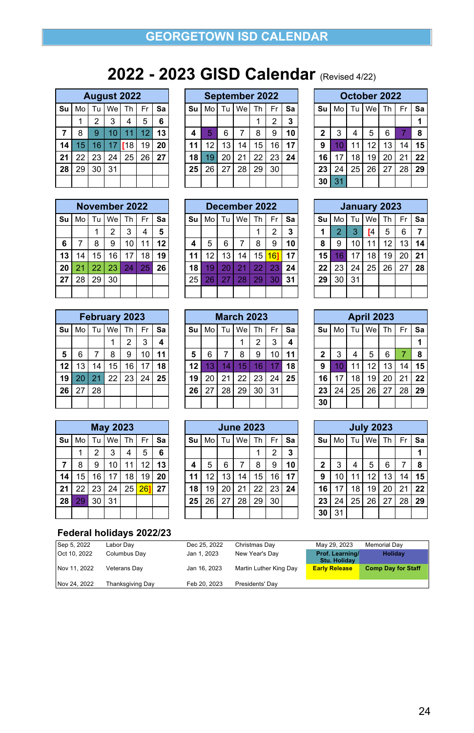# GEORGETOWN ISD CALENDAR

## 2022 - 2023 GISD Calendar (Revised 4/22)

### August 2022

| Su | Mo | Tu | We | Th | Fr | Sa |
|---|---|---|---|---|---|---|
| | 1 | 2 | 3 | 4 | 5 | 6 |
| 7 | 8 | 9 | 10 | 11 | 12 | 13 |
| 14 | 15 | 16 | 17 | [18 | 19 | 20 |
| 21 | 22 | 23 | 24 | 25 | 26 | 27 |
| 28 | 29 | 30 | 31 | | | |

### September 2022

| Su | Mo | Tu | We | Th | Fr | Sa |
|---|---|---|---|---|---|---|
| | | | | 1 | 2 | 3 |
| 4 | 5 | 6 | 7 | 8 | 9 | 10 |
| 11 | 12 | 13 | 14 | 15 | 16 | 17 |
| 18 | 19 | 20 | 21 | 22 | 23 | 24 |
| 25 | 26 | 27 | 28 | 29 | 30 | |

### October 2022

| Su | Mo | Tu | We | Th | Fr | Sa |
|---|---|---|---|---|---|---|
| | | | | | | 1 |
| 2 | 3 | 4 | 5 | 6 | 7 | 8 |
| 9 | 10 | 11 | 12 | 13 | 14 | 15 |
| 16 | 17 | 18 | 19 | 20 | 21 | 22 |
| 23 | 24 | 25 | 26 | 27 | 28 | 29 |
| 30 | 31 | | | | | |

### November 2022

| Su | Mo | Tu | We | Th | Fr | Sa |
|---|---|---|---|---|---|---|
| | | 1 | 2 | 3 | 4 | 5 |
| 6 | 7 | 8 | 9 | 10 | 11 | 12 |
| 13 | 14 | 15 | 16 | 17 | 18 | 19 |
| 20 | 21 | 22 | 23 | 24 | 25 | 26 |
| 27 | 28 | 29 | 30 | | | |

### December 2022

| Su | Mo | Tu | We | Th | Fr | Sa |
|---|---|---|---|---|---|---|
| | | | | 1 | 2 | 3 |
| 4 | 5 | 6 | 7 | 8 | 9 | 10 |
| 11 | 12 | 13 | 14 | 15 | 16] | 17 |
| 18 | 19 | 20 | 21 | 22 | 23 | 24 |
| 25 | 26 | 27 | 28 | 29 | 30 | 31 |

### January 2023

| Su | Mo | Tu | We | Th | Fr | Sa |
|---|---|---|---|---|---|---|
| 1 | 2 | 3 | [4 | 5 | 6 | 7 |
| 8 | 9 | 10 | 11 | 12 | 13 | 14 |
| 15 | 16 | 17 | 18 | 19 | 20 | 21 |
| 22 | 23 | 24 | 25 | 26 | 27 | 28 |
| 29 | 30 | 31 | | | | |

### February 2023

| Su | Mo | Tu | We | Th | Fr | Sa |
|---|---|---|---|---|---|---|
| | | | 1 | 2 | 3 | 4 |
| 5 | 6 | 7 | 8 | 9 | 10 | 11 |
| 12 | 13 | 14 | 15 | 16 | 17 | 18 |
| 19 | 20 | 21 | 22 | 23 | 24 | 25 |
| 26 | 27 | 28 | | | | |

### March 2023

| Su | Mo | Tu | We | Th | Fr | Sa |
|---|---|---|---|---|---|---|
| | | | 1 | 2 | 3 | 4 |
| 5 | 6 | 7 | 8 | 9 | 10 | 11 |
| 12 | 13 | 14 | 15 | 16 | 17 | 18 |
| 19 | 20 | 21 | 22 | 23 | 24 | 25 |
| 26 | 27 | 28 | 29 | 30 | 31 | |

### April 2023

| Su | Mo | Tu | We | Th | Fr | Sa |
|---|---|---|---|---|---|---|
| | | | | | | 1 |
| 2 | 3 | 4 | 5 | 6 | 7 | 8 |
| 9 | 10 | 11 | 12 | 13 | 14 | 15 |
| 16 | 17 | 18 | 19 | 20 | 21 | 22 |
| 23 | 24 | 25 | 26 | 27 | 28 | 29 |
| 30 | | | | | | |

### May 2023

| Su | Mo | Tu | We | Th | Fr | Sa |
|---|---|---|---|---|---|---|
| | 1 | 2 | 3 | 4 | 5 | 6 |
| 7 | 8 | 9 | 10 | 11 | 12 | 13 |
| 14 | 15 | 16 | 17 | 18 | 19 | 20 |
| 21 | 22 | 23 | 24 | 25 | 26] | 27 |
| 28 | 29 | 30 | 31 | | | |

### June 2023

| Su | Mo | Tu | We | Th | Fr | Sa |
|---|---|---|---|---|---|---|
| | | | | 1 | 2 | 3 |
| 4 | 5 | 6 | 7 | 8 | 9 | 10 |
| 11 | 12 | 13 | 14 | 15 | 16 | 17 |
| 18 | 19 | 20 | 21 | 22 | 23 | 24 |
| 25 | 26 | 27 | 28 | 29 | 30 | |

### July 2023

| Su | Mo | Tu | We | Th | Fr | Sa |
|---|---|---|---|---|---|---|
| | | | | | | 1 |
| 2 | 3 | 4 | 5 | 6 | 7 | 8 |
| 9 | 10 | 11 | 12 | 13 | 14 | 15 |
| 16 | 17 | 18 | 19 | 20 | 21 | 22 |
| 23 | 24 | 25 | 26 | 27 | 28 | 29 |
| 30 | 31 | | | | | |

### Federal holidays 2022/23

| | | | | | |
|---|---|---|---|---|---|
| Sep 5, 2022 | Labor Day | Dec 25, 2022 | Christmas Day | May 29, 2023 | Memorial Day |
| Oct 10, 2022 | Columbus Day | Jan 1, 2023 | New Year's Day | **Prof. Learning/ Stu. Holiday** | **Holiday** |
| Nov 11, 2022 | Veterans Day | Jan 16, 2023 | Martin Luther King Day | **Early Release** | **Comp Day for Staff** |
| Nov 24, 2022 | Thanksgiving Day | Feb 20, 2023 | Presidents' Day | | |